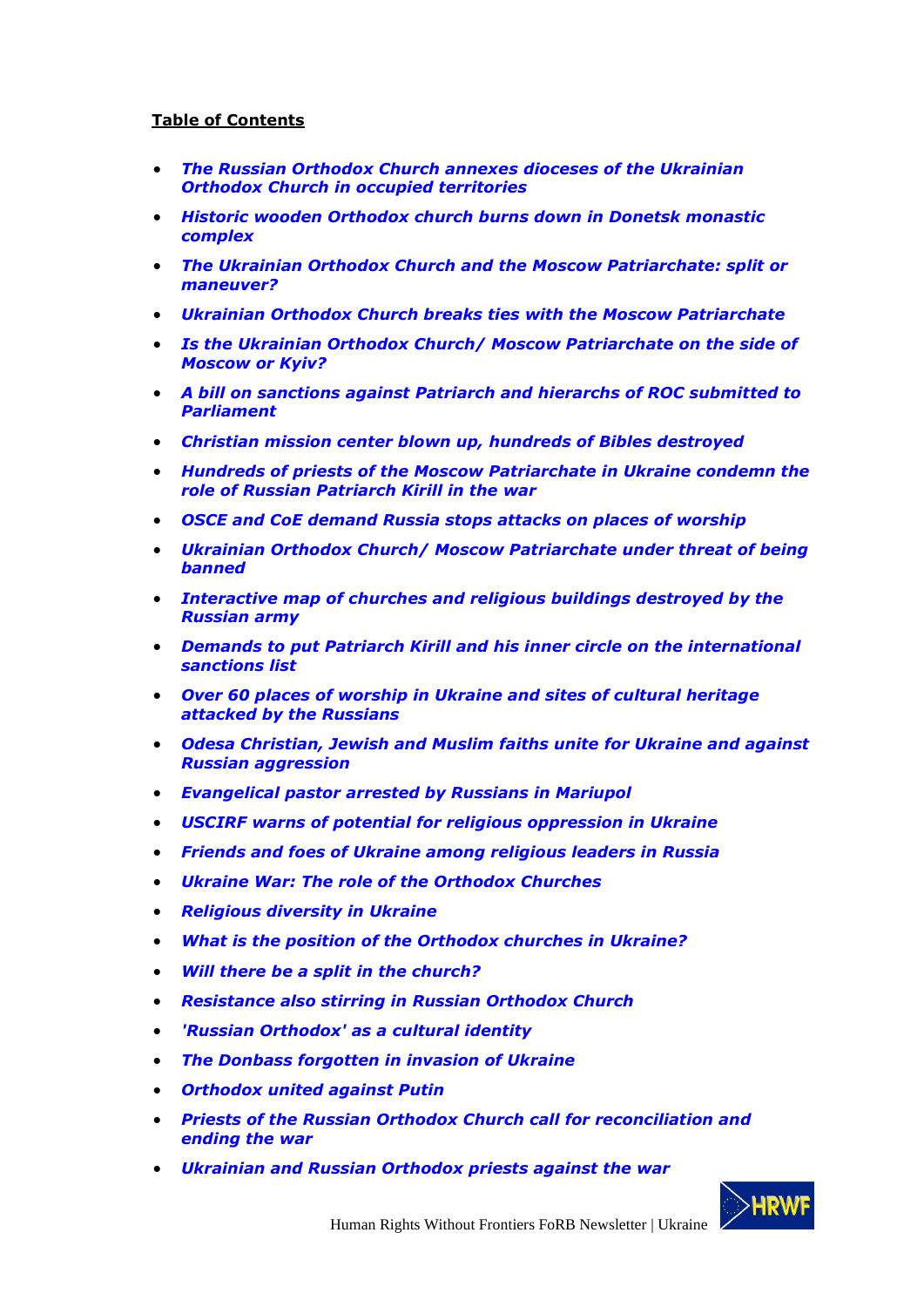**Table of Contents**

- ***The Russian Orthodox Church annexes dioceses of the Ukrainian Orthodox Church in occupied territories***
- ***Historic wooden Orthodox church burns down in Donetsk monastic complex***
- ***The Ukrainian Orthodox Church and the Moscow Patriarchate: split or maneuver?***
- ***Ukrainian Orthodox Church breaks ties with the Moscow Patriarchate***
- ***Is the Ukrainian Orthodox Church/ Moscow Patriarchate on the side of Moscow or Kyiv?***
- ***A bill on sanctions against Patriarch and hierarchs of ROC submitted to Parliament***
- ***Christian mission center blown up, hundreds of Bibles destroyed***
- ***Hundreds of priests of the Moscow Patriarchate in Ukraine condemn the role of Russian Patriarch Kirill in the war***
- ***OSCE and CoE demand Russia stops attacks on places of worship***
- ***Ukrainian Orthodox Church/ Moscow Patriarchate under threat of being banned***
- ***Interactive map of churches and religious buildings destroyed by the Russian army***
- ***Demands to put Patriarch Kirill and his inner circle on the international sanctions list***
- ***Over 60 places of worship in Ukraine and sites of cultural heritage attacked by the Russians***
- ***Odesa Christian, Jewish and Muslim faiths unite for Ukraine and against Russian aggression***
- ***Evangelical pastor arrested by Russians in Mariupol***
- ***USCIRF warns of potential for religious oppression in Ukraine***
- ***Friends and foes of Ukraine among religious leaders in Russia***
- ***Ukraine War: The role of the Orthodox Churches***
- ***Religious diversity in Ukraine***
- ***What is the position of the Orthodox churches in Ukraine?***
- ***Will there be a split in the church?***
- ***Resistance also stirring in Russian Orthodox Church***
- ***'Russian Orthodox' as a cultural identity***
- ***The Donbass forgotten in invasion of Ukraine***
- ***Orthodox united against Putin***
- ***Priests of the Russian Orthodox Church call for reconciliation and ending the war***
- ***Ukrainian and Russian Orthodox priests against the war***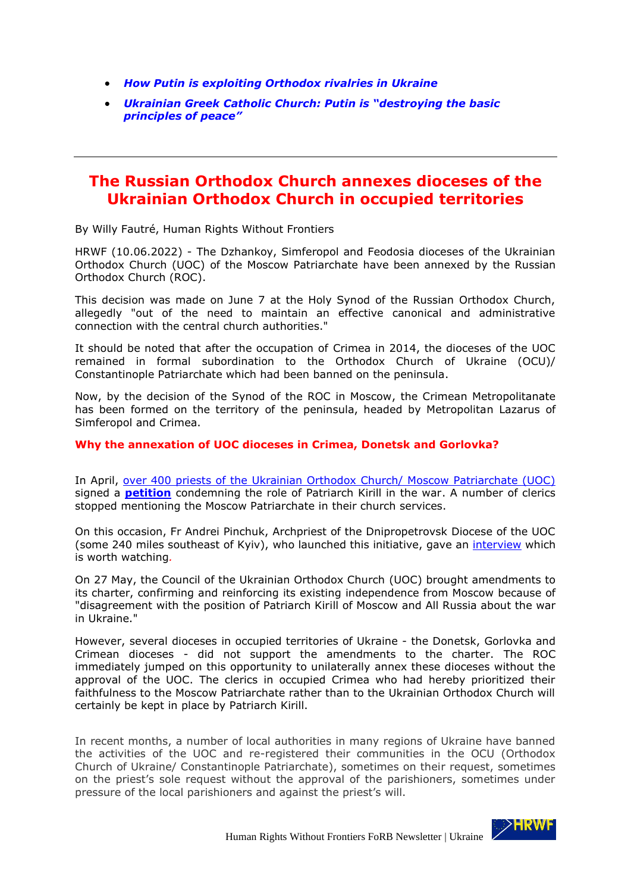- ***How Putin is exploiting Orthodox rivalries in Ukraine***
- ***Ukrainian Greek Catholic Church: Putin is "destroying the basic principles of peace"***

---

# The Russian Orthodox Church annexes dioceses of the Ukrainian Orthodox Church in occupied territories

By Willy Fautré, Human Rights Without Frontiers

HRWF (10.06.2022) - The Dzhankoy, Simferopol and Feodosia dioceses of the Ukrainian Orthodox Church (UOC) of the Moscow Patriarchate have been annexed by the Russian Orthodox Church (ROC).

This decision was made on June 7 at the Holy Synod of the Russian Orthodox Church, allegedly "out of the need to maintain an effective canonical and administrative connection with the central church authorities."

It should be noted that after the occupation of Crimea in 2014, the dioceses of the UOC remained in formal subordination to the Orthodox Church of Ukraine (OCU)/ Constantinople Patriarchate which had been banned on the peninsula.

Now, by the decision of the Synod of the ROC in Moscow, the Crimean Metropolitanate has been formed on the territory of the peninsula, headed by Metropolitan Lazarus of Simferopol and Crimea.

## Why the annexation of UOC dioceses in Crimea, Donetsk and Gorlovka?

In April, over 400 priests of the Ukrainian Orthodox Church/ Moscow Patriarchate (UOC) signed a **petition** condemning the role of Patriarch Kirill in the war. A number of clerics stopped mentioning the Moscow Patriarchate in their church services.

On this occasion, Fr Andrei Pinchuk, Archpriest of the Dnipropetrovsk Diocese of the UOC (some 240 miles southeast of Kyiv), who launched this initiative, gave an interview which is worth watching.

On 27 May, the Council of the Ukrainian Orthodox Church (UOC) brought amendments to its charter, confirming and reinforcing its existing independence from Moscow because of "disagreement with the position of Patriarch Kirill of Moscow and All Russia about the war in Ukraine."

However, several dioceses in occupied territories of Ukraine - the Donetsk, Gorlovka and Crimean dioceses - did not support the amendments to the charter. The ROC immediately jumped on this opportunity to unilaterally annex these dioceses without the approval of the UOC. The clerics in occupied Crimea who had hereby prioritized their faithfulness to the Moscow Patriarchate rather than to the Ukrainian Orthodox Church will certainly be kept in place by Patriarch Kirill.

In recent months, a number of local authorities in many regions of Ukraine have banned the activities of the UOC and re-registered their communities in the OCU (Orthodox Church of Ukraine/ Constantinople Patriarchate), sometimes on their request, sometimes on the priest's sole request without the approval of the parishioners, sometimes under pressure of the local parishioners and against the priest's will.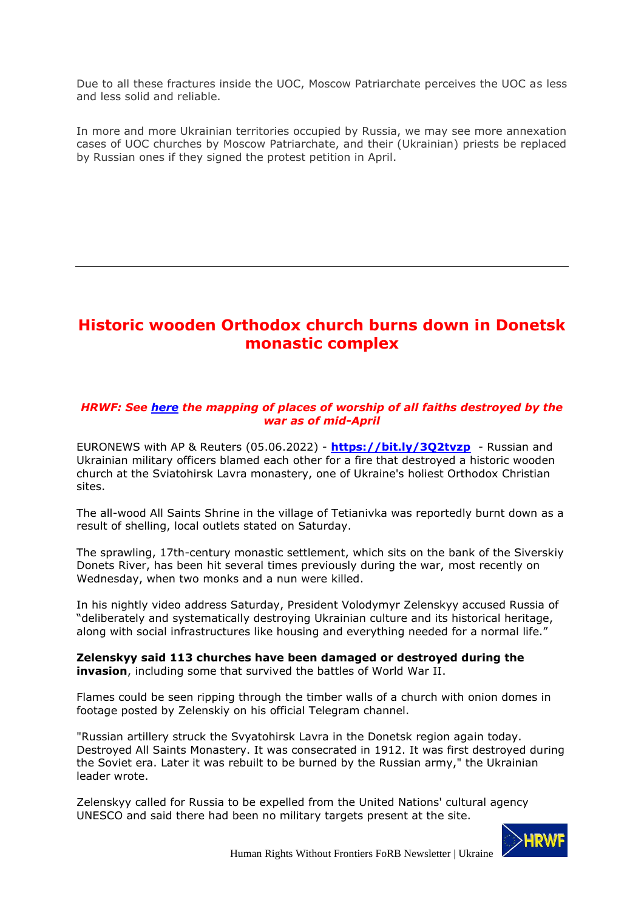Due to all these fractures inside the UOC, Moscow Patriarchate perceives the UOC as less and less solid and reliable.

In more and more Ukrainian territories occupied by Russia, we may see more annexation cases of UOC churches by Moscow Patriarchate, and their (Ukrainian) priests be replaced by Russian ones if they signed the protest petition in April.

---

# Historic wooden Orthodox church burns down in Donetsk monastic complex

***HRWF: See here the mapping of places of worship of all faiths destroyed by the war as of mid-April***

EURONEWS with AP & Reuters (05.06.2022) - **https://bit.ly/3Q2tvzp** - Russian and Ukrainian military officers blamed each other for a fire that destroyed a historic wooden church at the Sviatohirsk Lavra monastery, one of Ukraine's holiest Orthodox Christian sites.

The all-wood All Saints Shrine in the village of Tetianivka was reportedly burnt down as a result of shelling, local outlets stated on Saturday.

The sprawling, 17th-century monastic settlement, which sits on the bank of the Siverskiy Donets River, has been hit several times previously during the war, most recently on Wednesday, when two monks and a nun were killed.

In his nightly video address Saturday, President Volodymyr Zelenskyy accused Russia of "deliberately and systematically destroying Ukrainian culture and its historical heritage, along with social infrastructures like housing and everything needed for a normal life."

**Zelenskyy said 113 churches have been damaged or destroyed during the invasion**, including some that survived the battles of World War II.

Flames could be seen ripping through the timber walls of a church with onion domes in footage posted by Zelenskiy on his official Telegram channel.

"Russian artillery struck the Svyatohirsk Lavra in the Donetsk region again today. Destroyed All Saints Monastery. It was consecrated in 1912. It was first destroyed during the Soviet era. Later it was rebuilt to be burned by the Russian army," the Ukrainian leader wrote.

Zelenskyy called for Russia to be expelled from the United Nations' cultural agency UNESCO and said there had been no military targets present at the site.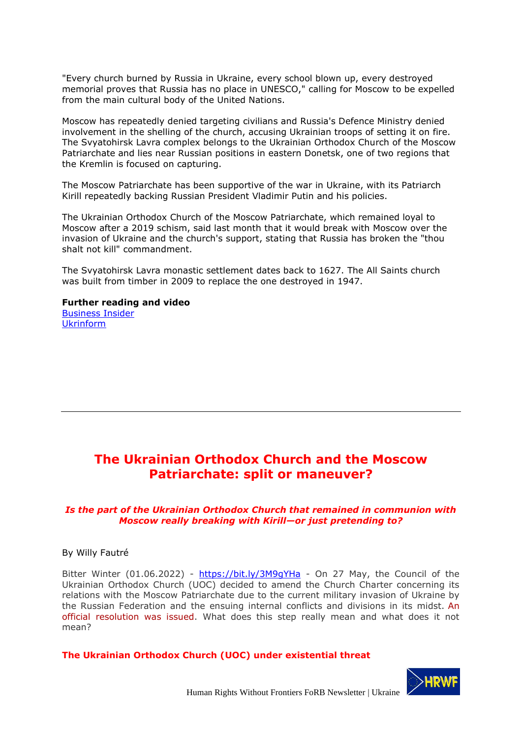"Every church burned by Russia in Ukraine, every school blown up, every destroyed memorial proves that Russia has no place in UNESCO," calling for Moscow to be expelled from the main cultural body of the United Nations.

Moscow has repeatedly denied targeting civilians and Russia's Defence Ministry denied involvement in the shelling of the church, accusing Ukrainian troops of setting it on fire. The Svyatohirsk Lavra complex belongs to the Ukrainian Orthodox Church of the Moscow Patriarchate and lies near Russian positions in eastern Donetsk, one of two regions that the Kremlin is focused on capturing.

The Moscow Patriarchate has been supportive of the war in Ukraine, with its Patriarch Kirill repeatedly backing Russian President Vladimir Putin and his policies.

The Ukrainian Orthodox Church of the Moscow Patriarchate, which remained loyal to Moscow after a 2019 schism, said last month that it would break with Moscow over the invasion of Ukraine and the church's support, stating that Russia has broken the "thou shalt not kill" commandment.

The Svyatohirsk Lavra monastic settlement dates back to 1627. The All Saints church was built from timber in 2009 to replace the one destroyed in 1947.

**Further reading and video**
Business Insider
Ukrinform

---

## The Ukrainian Orthodox Church and the Moscow Patriarchate: split or maneuver?

***Is the part of the Ukrainian Orthodox Church that remained in communion with Moscow really breaking with Kirill—or just pretending to?***

By Willy Fautré

Bitter Winter (01.06.2022) - https://bit.ly/3M9gYHa - On 27 May, the Council of the Ukrainian Orthodox Church (UOC) decided to amend the Church Charter concerning its relations with the Moscow Patriarchate due to the current military invasion of Ukraine by the Russian Federation and the ensuing internal conflicts and divisions in its midst. An official resolution was issued. What does this step really mean and what does it not mean?

**The Ukrainian Orthodox Church (UOC) under existential threat**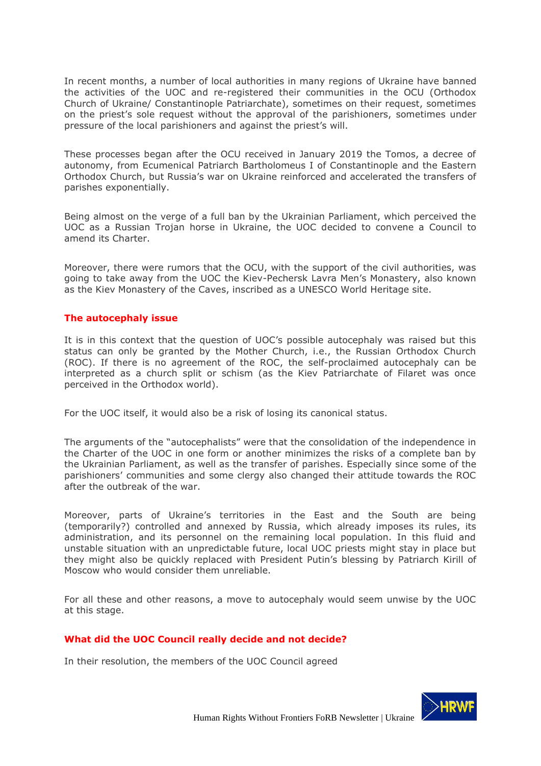In recent months, a number of local authorities in many regions of Ukraine have banned the activities of the UOC and re-registered their communities in the OCU (Orthodox Church of Ukraine/ Constantinople Patriarchate), sometimes on their request, sometimes on the priest's sole request without the approval of the parishioners, sometimes under pressure of the local parishioners and against the priest's will.

These processes began after the OCU received in January 2019 the Tomos, a decree of autonomy, from Ecumenical Patriarch Bartholomeus I of Constantinople and the Eastern Orthodox Church, but Russia's war on Ukraine reinforced and accelerated the transfers of parishes exponentially.

Being almost on the verge of a full ban by the Ukrainian Parliament, which perceived the UOC as a Russian Trojan horse in Ukraine, the UOC decided to convene a Council to amend its Charter.

Moreover, there were rumors that the OCU, with the support of the civil authorities, was going to take away from the UOC the Kiev-Pechersk Lavra Men's Monastery, also known as the Kiev Monastery of the Caves, inscribed as a UNESCO World Heritage site.

## The autocephaly issue

It is in this context that the question of UOC's possible autocephaly was raised but this status can only be granted by the Mother Church, i.e., the Russian Orthodox Church (ROC). If there is no agreement of the ROC, the self-proclaimed autocephaly can be interpreted as a church split or schism (as the Kiev Patriarchate of Filaret was once perceived in the Orthodox world).

For the UOC itself, it would also be a risk of losing its canonical status.

The arguments of the "autocephalists" were that the consolidation of the independence in the Charter of the UOC in one form or another minimizes the risks of a complete ban by the Ukrainian Parliament, as well as the transfer of parishes. Especially since some of the parishioners' communities and some clergy also changed their attitude towards the ROC after the outbreak of the war.

Moreover, parts of Ukraine's territories in the East and the South are being (temporarily?) controlled and annexed by Russia, which already imposes its rules, its administration, and its personnel on the remaining local population. In this fluid and unstable situation with an unpredictable future, local UOC priests might stay in place but they might also be quickly replaced with President Putin's blessing by Patriarch Kirill of Moscow who would consider them unreliable.

For all these and other reasons, a move to autocephaly would seem unwise by the UOC at this stage.

## What did the UOC Council really decide and not decide?

In their resolution, the members of the UOC Council agreed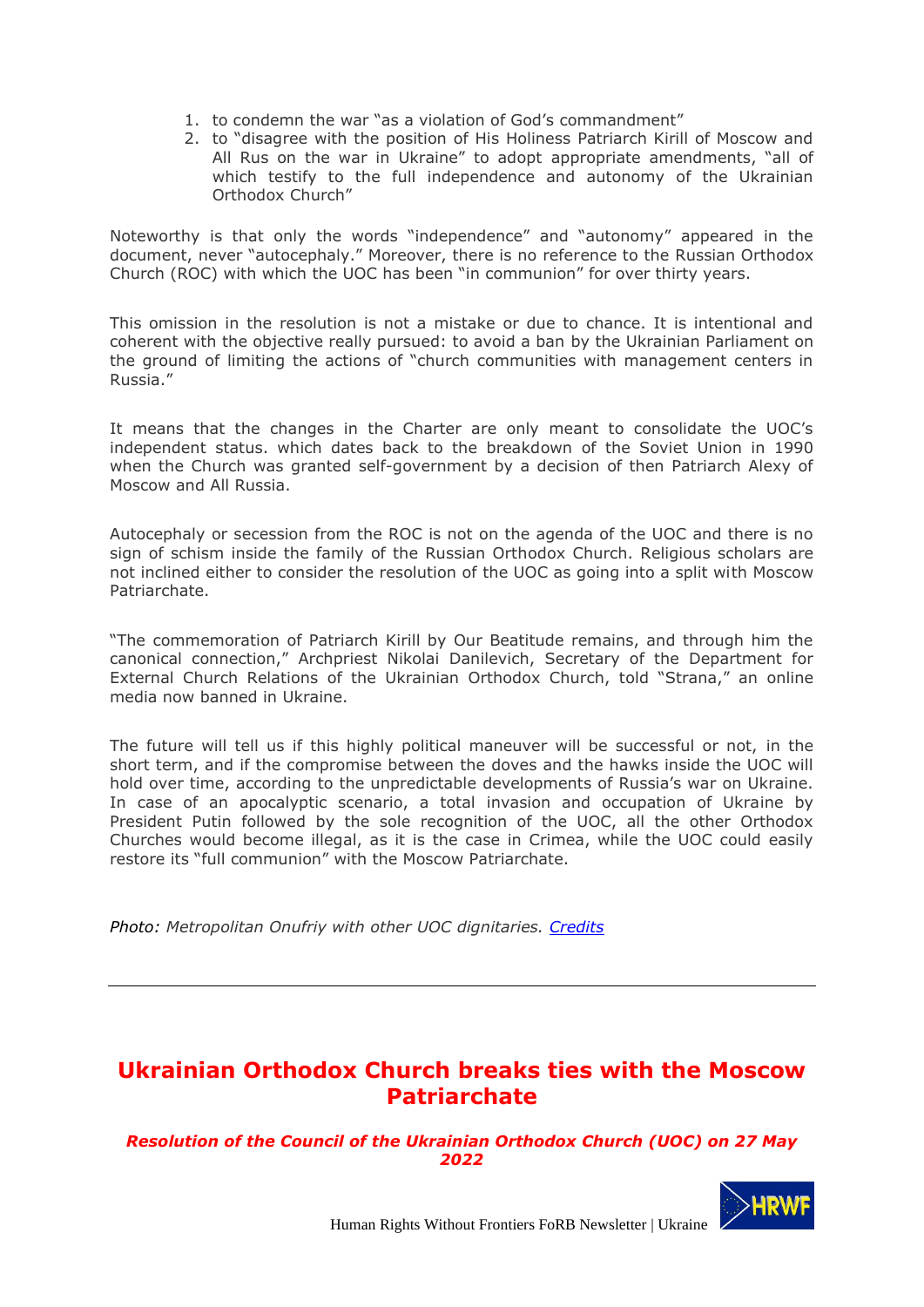1. to condemn the war "as a violation of God's commandment"
2. to "disagree with the position of His Holiness Patriarch Kirill of Moscow and All Rus on the war in Ukraine" to adopt appropriate amendments, "all of which testify to the full independence and autonomy of the Ukrainian Orthodox Church"

Noteworthy is that only the words "independence" and "autonomy" appeared in the document, never "autocephaly." Moreover, there is no reference to the Russian Orthodox Church (ROC) with which the UOC has been "in communion" for over thirty years.

This omission in the resolution is not a mistake or due to chance. It is intentional and coherent with the objective really pursued: to avoid a ban by the Ukrainian Parliament on the ground of limiting the actions of "church communities with management centers in Russia."

It means that the changes in the Charter are only meant to consolidate the UOC's independent status. which dates back to the breakdown of the Soviet Union in 1990 when the Church was granted self-government by a decision of then Patriarch Alexy of Moscow and All Russia.

Autocephaly or secession from the ROC is not on the agenda of the UOC and there is no sign of schism inside the family of the Russian Orthodox Church. Religious scholars are not inclined either to consider the resolution of the UOC as going into a split with Moscow Patriarchate.

"The commemoration of Patriarch Kirill by Our Beatitude remains, and through him the canonical connection," Archpriest Nikolai Danilevich, Secretary of the Department for External Church Relations of the Ukrainian Orthodox Church, told "Strana," an online media now banned in Ukraine.

The future will tell us if this highly political maneuver will be successful or not, in the short term, and if the compromise between the doves and the hawks inside the UOC will hold over time, according to the unpredictable developments of Russia's war on Ukraine. In case of an apocalyptic scenario, a total invasion and occupation of Ukraine by President Putin followed by the sole recognition of the UOC, all the other Orthodox Churches would become illegal, as it is the case in Crimea, while the UOC could easily restore its "full communion" with the Moscow Patriarchate.

*Photo: Metropolitan Onufriy with other UOC dignitaries. Credits*

---

## Ukrainian Orthodox Church breaks ties with the Moscow Patriarchate

***Resolution of the Council of the Ukrainian Orthodox Church (UOC) on 27 May 2022***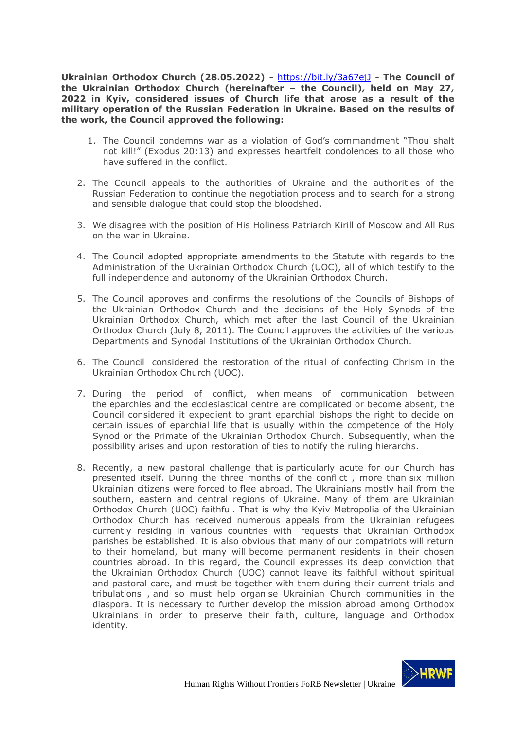**Ukrainian Orthodox Church (28.05.2022) -** [https://bit.ly/3a67ejJ](https://bit.ly/3a67ejJ) **- The Council of the Ukrainian Orthodox Church (hereinafter – the Council), held on May 27, 2022 in Kyiv, considered issues of Church life that arose as a result of the military operation of the Russian Federation in Ukraine. Based on the results of the work, the Council approved the following:**

1. The Council condemns war as a violation of God's commandment "Thou shalt not kill!" (Exodus 20:13) and expresses heartfelt condolences to all those who have suffered in the conflict.
2. The Council appeals to the authorities of Ukraine and the authorities of the Russian Federation to continue the negotiation process and to search for a strong and sensible dialogue that could stop the bloodshed.
3. We disagree with the position of His Holiness Patriarch Kirill of Moscow and All Rus on the war in Ukraine.
4. The Council adopted appropriate amendments to the Statute with regards to the Administration of the Ukrainian Orthodox Church (UOC), all of which testify to the full independence and autonomy of the Ukrainian Orthodox Church.
5. The Council approves and confirms the resolutions of the Councils of Bishops of the Ukrainian Orthodox Church and the decisions of the Holy Synods of the Ukrainian Orthodox Church, which met after the last Council of the Ukrainian Orthodox Church (July 8, 2011). The Council approves the activities of the various Departments and Synodal Institutions of the Ukrainian Orthodox Church.
6. The Council considered the restoration of the ritual of confecting Chrism in the Ukrainian Orthodox Church (UOC).
7. During the period of conflict, when means of communication between the eparchies and the ecclesiastical centre are complicated or become absent, the Council considered it expedient to grant eparchial bishops the right to decide on certain issues of eparchial life that is usually within the competence of the Holy Synod or the Primate of the Ukrainian Orthodox Church. Subsequently, when the possibility arises and upon restoration of ties to notify the ruling hierarchs.
8. Recently, a new pastoral challenge that is particularly acute for our Church has presented itself. During the three months of the conflict , more than six million Ukrainian citizens were forced to flee abroad. The Ukrainians mostly hail from the southern, eastern and central regions of Ukraine. Many of them are Ukrainian Orthodox Church (UOC) faithful. That is why the Kyiv Metropolia of the Ukrainian Orthodox Church has received numerous appeals from the Ukrainian refugees currently residing in various countries with requests that Ukrainian Orthodox parishes be established. It is also obvious that many of our compatriots will return to their homeland, but many will become permanent residents in their chosen countries abroad. In this regard, the Council expresses its deep conviction that the Ukrainian Orthodox Church (UOC) cannot leave its faithful without spiritual and pastoral care, and must be together with them during their current trials and tribulations , and so must help organise Ukrainian Church communities in the diaspora. It is necessary to further develop the mission abroad among Orthodox Ukrainians in order to preserve their faith, culture, language and Orthodox identity.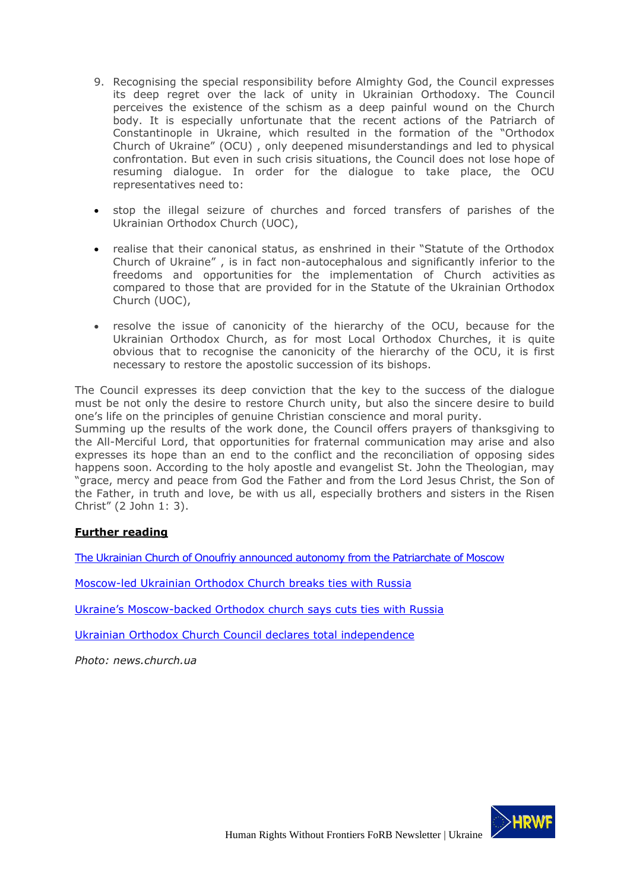9. Recognising the special responsibility before Almighty God, the Council expresses its deep regret over the lack of unity in Ukrainian Orthodoxy. The Council perceives the existence of the schism as a deep painful wound on the Church body. It is especially unfortunate that the recent actions of the Patriarch of Constantinople in Ukraine, which resulted in the formation of the "Orthodox Church of Ukraine" (OCU) , only deepened misunderstandings and led to physical confrontation. But even in such crisis situations, the Council does not lose hope of resuming dialogue. In order for the dialogue to take place, the OCU representatives need to:

- stop the illegal seizure of churches and forced transfers of parishes of the Ukrainian Orthodox Church (UOC),
- realise that their canonical status, as enshrined in their "Statute of the Orthodox Church of Ukraine" , is in fact non-autocephalous and significantly inferior to the freedoms and opportunities for the implementation of Church activities as compared to those that are provided for in the Statute of the Ukrainian Orthodox Church (UOC),
- resolve the issue of canonicity of the hierarchy of the OCU, because for the Ukrainian Orthodox Church, as for most Local Orthodox Churches, it is quite obvious that to recognise the canonicity of the hierarchy of the OCU, it is first necessary to restore the apostolic succession of its bishops.

The Council expresses its deep conviction that the key to the success of the dialogue must be not only the desire to restore Church unity, but also the sincere desire to build one's life on the principles of genuine Christian conscience and moral purity.
Summing up the results of the work done, the Council offers prayers of thanksgiving to the All-Merciful Lord, that opportunities for fraternal communication may arise and also expresses its hope than an end to the conflict and the reconciliation of opposing sides happens soon. According to the holy apostle and evangelist St. John the Theologian, may "grace, mercy and peace from God the Father and from the Lord Jesus Christ, the Son of the Father, in truth and love, be with us all, especially brothers and sisters in the Risen Christ" (2 John 1: 3).

**Further reading**

The Ukrainian Church of Onoufriy announced autonomy from the Patriarchate of Moscow

Moscow-led Ukrainian Orthodox Church breaks ties with Russia

Ukraine's Moscow-backed Orthodox church says cuts ties with Russia

Ukrainian Orthodox Church Council declares total independence

*Photo: news.church.ua*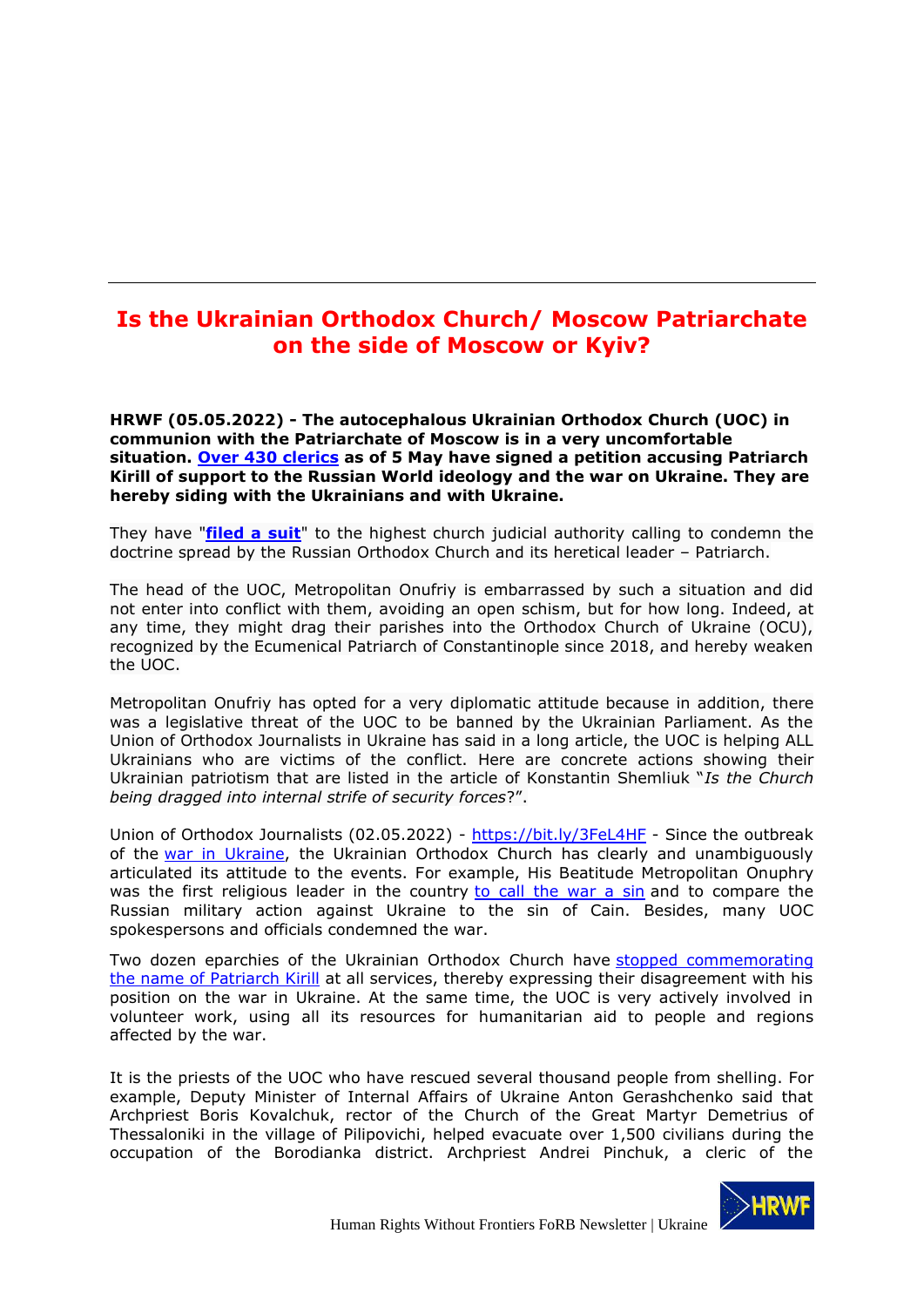# Is the Ukrainian Orthodox Church/ Moscow Patriarchate on the side of Moscow or Kyiv?

**HRWF (05.05.2022) - The autocephalous Ukrainian Orthodox Church (UOC) in communion with the Patriarchate of Moscow is in a very uncomfortable situation. Over 430 clerics as of 5 May have signed a petition accusing Patriarch Kirill of support to the Russian World ideology and the war on Ukraine. They are hereby siding with the Ukrainians and with Ukraine.**

They have "**filed a suit**" to the highest church judicial authority calling to condemn the doctrine spread by the Russian Orthodox Church and its heretical leader – Patriarch.

The head of the UOC, Metropolitan Onufriy is embarrassed by such a situation and did not enter into conflict with them, avoiding an open schism, but for how long. Indeed, at any time, they might drag their parishes into the Orthodox Church of Ukraine (OCU), recognized by the Ecumenical Patriarch of Constantinople since 2018, and hereby weaken the UOC.

Metropolitan Onufriy has opted for a very diplomatic attitude because in addition, there was a legislative threat of the UOC to be banned by the Ukrainian Parliament. As the Union of Orthodox Journalists in Ukraine has said in a long article, the UOC is helping ALL Ukrainians who are victims of the conflict. Here are concrete actions showing their Ukrainian patriotism that are listed in the article of Konstantin Shemliuk "*Is the Church being dragged into internal strife of security forces*?".

Union of Orthodox Journalists (02.05.2022) - https://bit.ly/3FeL4HF - Since the outbreak of the war in Ukraine, the Ukrainian Orthodox Church has clearly and unambiguously articulated its attitude to the events. For example, His Beatitude Metropolitan Onuphry was the first religious leader in the country to call the war a sin and to compare the Russian military action against Ukraine to the sin of Cain. Besides, many UOC spokespersons and officials condemned the war.

Two dozen eparchies of the Ukrainian Orthodox Church have stopped commemorating the name of Patriarch Kirill at all services, thereby expressing their disagreement with his position on the war in Ukraine. At the same time, the UOC is very actively involved in volunteer work, using all its resources for humanitarian aid to people and regions affected by the war.

It is the priests of the UOC who have rescued several thousand people from shelling. For example, Deputy Minister of Internal Affairs of Ukraine Anton Gerashchenko said that Archpriest Boris Kovalchuk, rector of the Church of the Great Martyr Demetrius of Thessaloniki in the village of Pilipovichi, helped evacuate over 1,500 civilians during the occupation of the Borodianka district. Archpriest Andrei Pinchuk, a cleric of the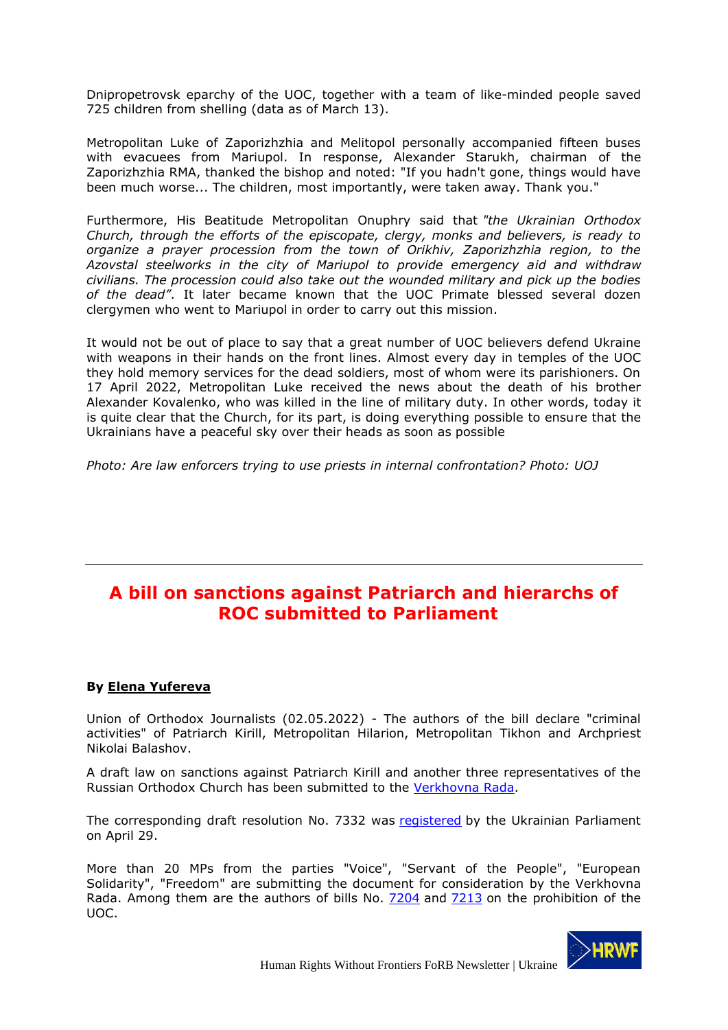Dnipropetrovsk eparchy of the UOC, together with a team of like-minded people saved 725 children from shelling (data as of March 13).

Metropolitan Luke of Zaporizhzhia and Melitopol personally accompanied fifteen buses with evacuees from Mariupol. In response, Alexander Starukh, chairman of the Zaporizhzhia RMA, thanked the bishop and noted: "If you hadn't gone, things would have been much worse... The children, most importantly, were taken away. Thank you."

Furthermore, His Beatitude Metropolitan Onuphry said that *"the Ukrainian Orthodox Church, through the efforts of the episcopate, clergy, monks and believers, is ready to organize a prayer procession from the town of Orikhiv, Zaporizhzhia region, to the Azovstal steelworks in the city of Mariupol to provide emergency aid and withdraw civilians. The procession could also take out the wounded military and pick up the bodies of the dead".* It later became known that the UOC Primate blessed several dozen clergymen who went to Mariupol in order to carry out this mission.

It would not be out of place to say that a great number of UOC believers defend Ukraine with weapons in their hands on the front lines. Almost every day in temples of the UOC they hold memory services for the dead soldiers, most of whom were its parishioners. On 17 April 2022, Metropolitan Luke received the news about the death of his brother Alexander Kovalenko, who was killed in the line of military duty. In other words, today it is quite clear that the Church, for its part, is doing everything possible to ensure that the Ukrainians have a peaceful sky over their heads as soon as possible

*Photo: Are law enforcers trying to use priests in internal confrontation? Photo: UOJ*

---

## A bill on sanctions against Patriarch and hierarchs of ROC submitted to Parliament

**By Elena Yufereva**

Union of Orthodox Journalists (02.05.2022) - The authors of the bill declare "criminal activities" of Patriarch Kirill, Metropolitan Hilarion, Metropolitan Tikhon and Archpriest Nikolai Balashov.

A draft law on sanctions against Patriarch Kirill and another three representatives of the Russian Orthodox Church has been submitted to the Verkhovna Rada.

The corresponding draft resolution No. 7332 was registered by the Ukrainian Parliament on April 29.

More than 20 MPs from the parties "Voice", "Servant of the People", "European Solidarity", "Freedom" are submitting the document for consideration by the Verkhovna Rada. Among them are the authors of bills No. 7204 and 7213 on the prohibition of the UOC.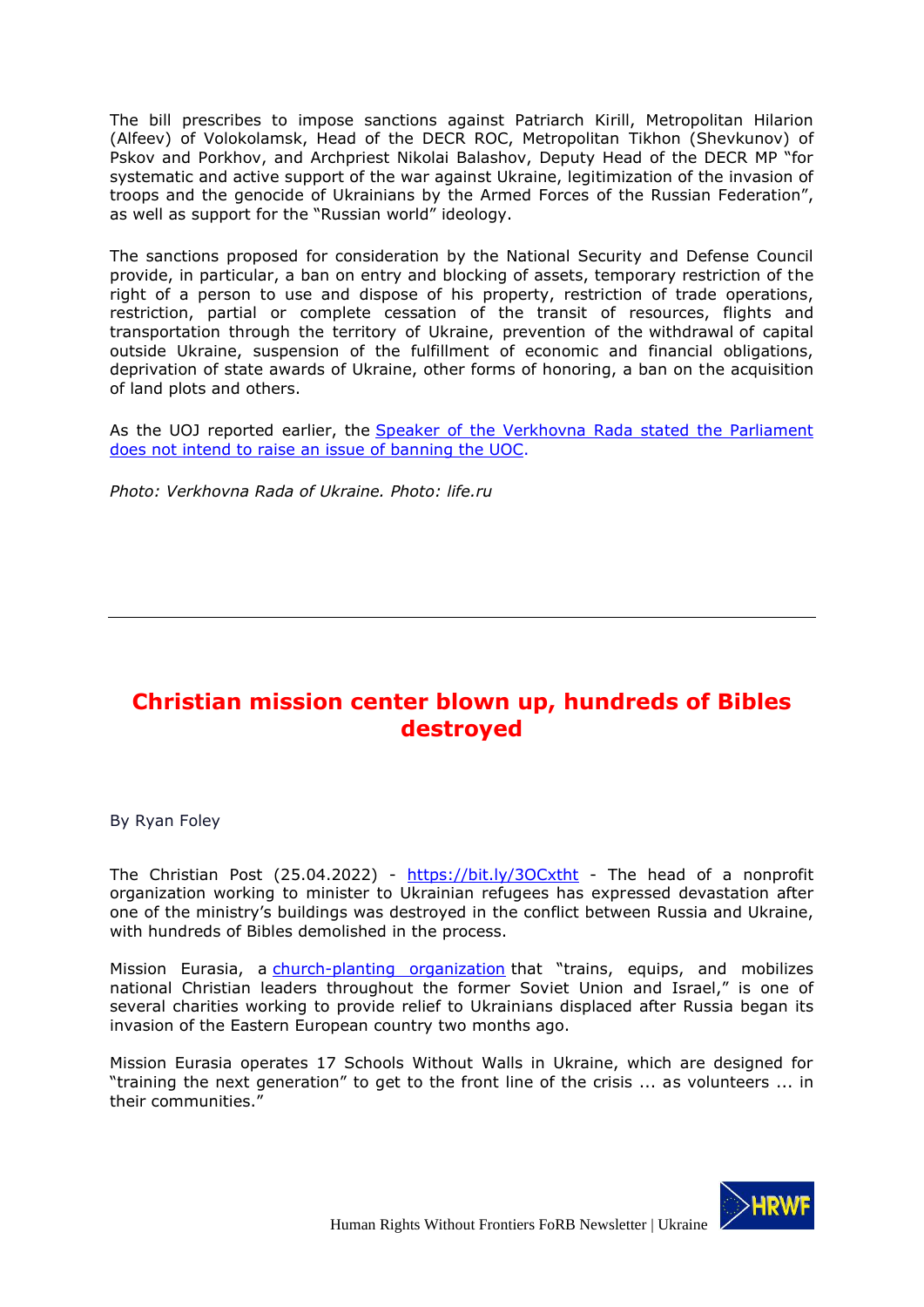The bill prescribes to impose sanctions against Patriarch Kirill, Metropolitan Hilarion (Alfeev) of Volokolamsk, Head of the DECR ROC, Metropolitan Tikhon (Shevkunov) of Pskov and Porkhov, and Archpriest Nikolai Balashov, Deputy Head of the DECR MP "for systematic and active support of the war against Ukraine, legitimization of the invasion of troops and the genocide of Ukrainians by the Armed Forces of the Russian Federation", as well as support for the "Russian world" ideology.

The sanctions proposed for consideration by the National Security and Defense Council provide, in particular, a ban on entry and blocking of assets, temporary restriction of the right of a person to use and dispose of his property, restriction of trade operations, restriction, partial or complete cessation of the transit of resources, flights and transportation through the territory of Ukraine, prevention of the withdrawal of capital outside Ukraine, suspension of the fulfillment of economic and financial obligations, deprivation of state awards of Ukraine, other forms of honoring, a ban on the acquisition of land plots and others.

As the UOJ reported earlier, the Speaker of the Verkhovna Rada stated the Parliament does not intend to raise an issue of banning the UOC.

*Photo: Verkhovna Rada of Ukraine. Photo: life.ru*

---

# Christian mission center blown up, hundreds of Bibles destroyed

By Ryan Foley

The Christian Post (25.04.2022) - https://bit.ly/3OCxtht - The head of a nonprofit organization working to minister to Ukrainian refugees has expressed devastation after one of the ministry's buildings was destroyed in the conflict between Russia and Ukraine, with hundreds of Bibles demolished in the process.

Mission Eurasia, a church-planting organization that "trains, equips, and mobilizes national Christian leaders throughout the former Soviet Union and Israel," is one of several charities working to provide relief to Ukrainians displaced after Russia began its invasion of the Eastern European country two months ago.

Mission Eurasia operates 17 Schools Without Walls in Ukraine, which are designed for "training the next generation" to get to the front line of the crisis ... as volunteers ... in their communities."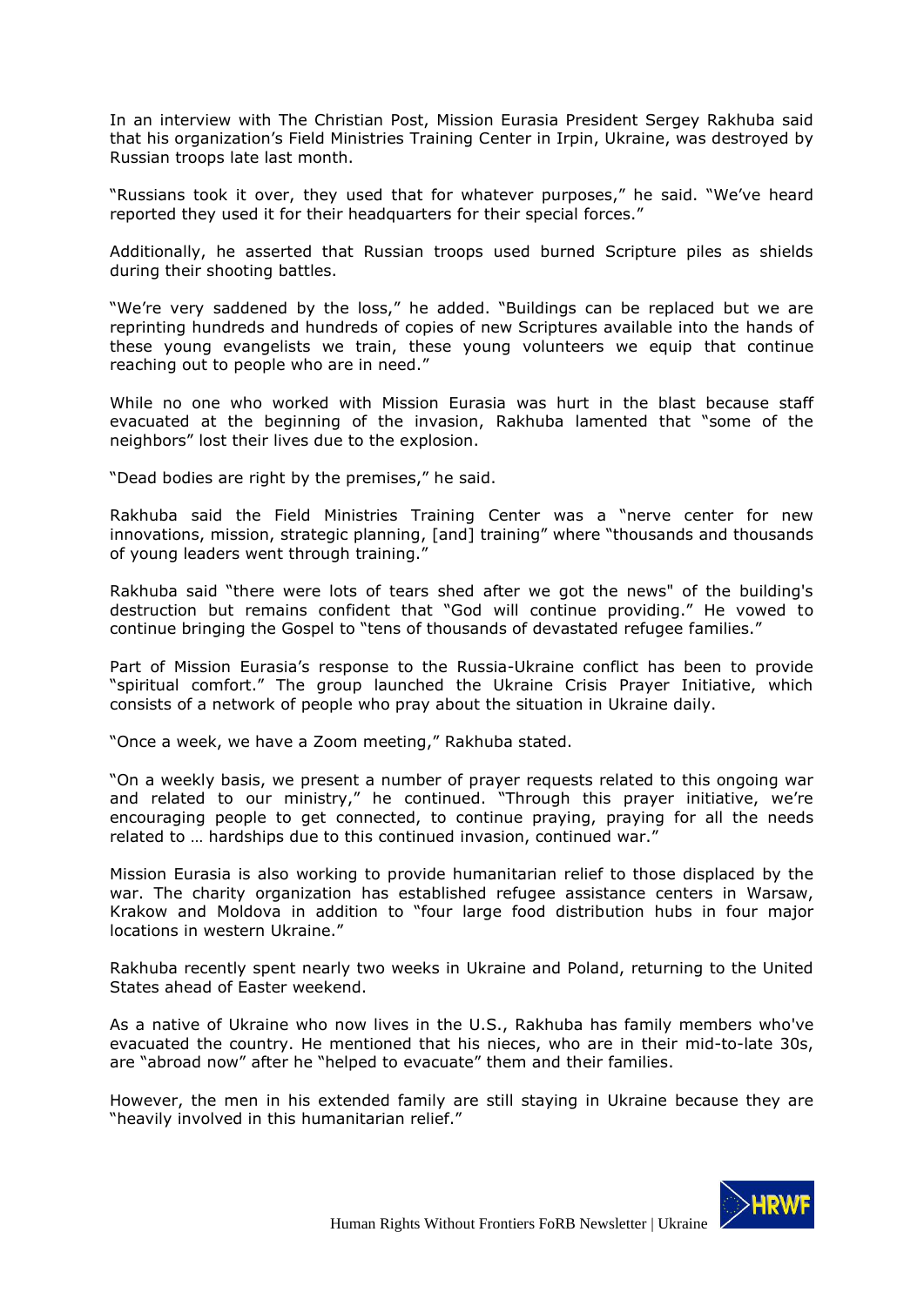In an interview with The Christian Post, Mission Eurasia President Sergey Rakhuba said that his organization's Field Ministries Training Center in Irpin, Ukraine, was destroyed by Russian troops late last month.

"Russians took it over, they used that for whatever purposes," he said. "We've heard reported they used it for their headquarters for their special forces."

Additionally, he asserted that Russian troops used burned Scripture piles as shields during their shooting battles.

"We're very saddened by the loss," he added. "Buildings can be replaced but we are reprinting hundreds and hundreds of copies of new Scriptures available into the hands of these young evangelists we train, these young volunteers we equip that continue reaching out to people who are in need."

While no one who worked with Mission Eurasia was hurt in the blast because staff evacuated at the beginning of the invasion, Rakhuba lamented that "some of the neighbors" lost their lives due to the explosion.

"Dead bodies are right by the premises," he said.

Rakhuba said the Field Ministries Training Center was a "nerve center for new innovations, mission, strategic planning, [and] training" where "thousands and thousands of young leaders went through training."

Rakhuba said "there were lots of tears shed after we got the news" of the building's destruction but remains confident that "God will continue providing." He vowed to continue bringing the Gospel to "tens of thousands of devastated refugee families."

Part of Mission Eurasia's response to the Russia-Ukraine conflict has been to provide "spiritual comfort." The group launched the Ukraine Crisis Prayer Initiative, which consists of a network of people who pray about the situation in Ukraine daily.

"Once a week, we have a Zoom meeting," Rakhuba stated.

"On a weekly basis, we present a number of prayer requests related to this ongoing war and related to our ministry," he continued. "Through this prayer initiative, we're encouraging people to get connected, to continue praying, praying for all the needs related to … hardships due to this continued invasion, continued war."

Mission Eurasia is also working to provide humanitarian relief to those displaced by the war. The charity organization has established refugee assistance centers in Warsaw, Krakow and Moldova in addition to "four large food distribution hubs in four major locations in western Ukraine."

Rakhuba recently spent nearly two weeks in Ukraine and Poland, returning to the United States ahead of Easter weekend.

As a native of Ukraine who now lives in the U.S., Rakhuba has family members who've evacuated the country. He mentioned that his nieces, who are in their mid-to-late 30s, are "abroad now" after he "helped to evacuate" them and their families.

However, the men in his extended family are still staying in Ukraine because they are "heavily involved in this humanitarian relief."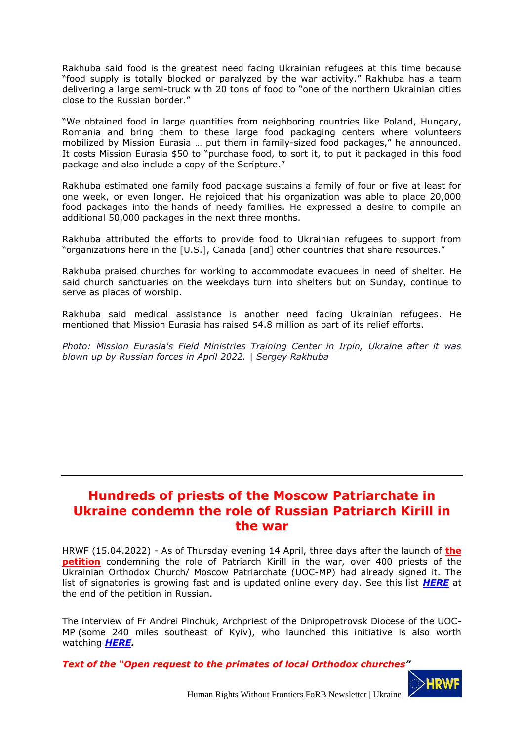Rakhuba said food is the greatest need facing Ukrainian refugees at this time because "food supply is totally blocked or paralyzed by the war activity." Rakhuba has a team delivering a large semi-truck with 20 tons of food to "one of the northern Ukrainian cities close to the Russian border."

"We obtained food in large quantities from neighboring countries like Poland, Hungary, Romania and bring them to these large food packaging centers where volunteers mobilized by Mission Eurasia … put them in family-sized food packages," he announced. It costs Mission Eurasia $50 to "purchase food, to sort it, to put it packaged in this food package and also include a copy of the Scripture."

Rakhuba estimated one family food package sustains a family of four or five at least for one week, or even longer. He rejoiced that his organization was able to place 20,000 food packages into the hands of needy families. He expressed a desire to compile an additional 50,000 packages in the next three months.

Rakhuba attributed the efforts to provide food to Ukrainian refugees to support from "organizations here in the [U.S.], Canada [and] other countries that share resources."

Rakhuba praised churches for working to accommodate evacuees in need of shelter. He said church sanctuaries on the weekdays turn into shelters but on Sunday, continue to serve as places of worship.

Rakhuba said medical assistance is another need facing Ukrainian refugees. He mentioned that Mission Eurasia has raised $4.8 million as part of its relief efforts.

*Photo: Mission Eurasia's Field Ministries Training Center in Irpin, Ukraine after it was blown up by Russian forces in April 2022. | Sergey Rakhuba*

---

## Hundreds of priests of the Moscow Patriarchate in Ukraine condemn the role of Russian Patriarch Kirill in the war

HRWF (15.04.2022) - As of Thursday evening 14 April, three days after the launch of **the petition** condemning the role of Patriarch Kirill in the war, over 400 priests of the Ukrainian Orthodox Church/ Moscow Patriarchate (UOC-MP) had already signed it. The list of signatories is growing fast and is updated online every day. See this list ***HERE*** at the end of the petition in Russian.

The interview of Fr Andrei Pinchuk, Archpriest of the Dnipropetrovsk Diocese of the UOC-MP (some 240 miles southeast of Kyiv), who launched this initiative is also worth watching ***HERE.***

***Text of the "Open request to the primates of local Orthodox churches"***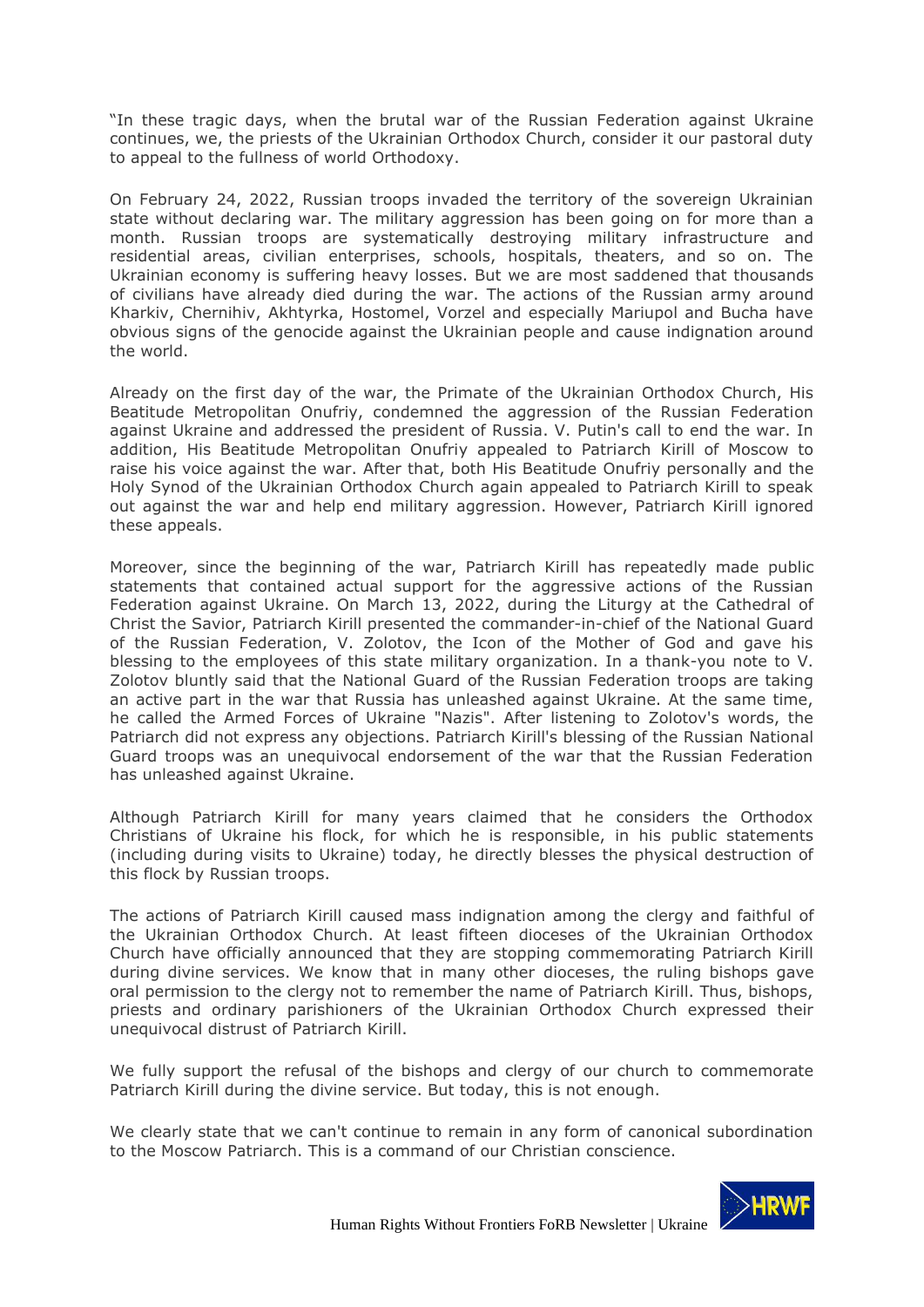"In these tragic days, when the brutal war of the Russian Federation against Ukraine continues, we, the priests of the Ukrainian Orthodox Church, consider it our pastoral duty to appeal to the fullness of world Orthodoxy.

On February 24, 2022, Russian troops invaded the territory of the sovereign Ukrainian state without declaring war. The military aggression has been going on for more than a month. Russian troops are systematically destroying military infrastructure and residential areas, civilian enterprises, schools, hospitals, theaters, and so on. The Ukrainian economy is suffering heavy losses. But we are most saddened that thousands of civilians have already died during the war. The actions of the Russian army around Kharkiv, Chernihiv, Akhtyrka, Hostomel, Vorzel and especially Mariupol and Bucha have obvious signs of the genocide against the Ukrainian people and cause indignation around the world.

Already on the first day of the war, the Primate of the Ukrainian Orthodox Church, His Beatitude Metropolitan Onufriy, condemned the aggression of the Russian Federation against Ukraine and addressed the president of Russia. V. Putin's call to end the war. In addition, His Beatitude Metropolitan Onufriy appealed to Patriarch Kirill of Moscow to raise his voice against the war. After that, both His Beatitude Onufriy personally and the Holy Synod of the Ukrainian Orthodox Church again appealed to Patriarch Kirill to speak out against the war and help end military aggression. However, Patriarch Kirill ignored these appeals.

Moreover, since the beginning of the war, Patriarch Kirill has repeatedly made public statements that contained actual support for the aggressive actions of the Russian Federation against Ukraine. On March 13, 2022, during the Liturgy at the Cathedral of Christ the Savior, Patriarch Kirill presented the commander-in-chief of the National Guard of the Russian Federation, V. Zolotov, the Icon of the Mother of God and gave his blessing to the employees of this state military organization. In a thank-you note to V. Zolotov bluntly said that the National Guard of the Russian Federation troops are taking an active part in the war that Russia has unleashed against Ukraine. At the same time, he called the Armed Forces of Ukraine "Nazis". After listening to Zolotov's words, the Patriarch did not express any objections. Patriarch Kirill's blessing of the Russian National Guard troops was an unequivocal endorsement of the war that the Russian Federation has unleashed against Ukraine.

Although Patriarch Kirill for many years claimed that he considers the Orthodox Christians of Ukraine his flock, for which he is responsible, in his public statements (including during visits to Ukraine) today, he directly blesses the physical destruction of this flock by Russian troops.

The actions of Patriarch Kirill caused mass indignation among the clergy and faithful of the Ukrainian Orthodox Church. At least fifteen dioceses of the Ukrainian Orthodox Church have officially announced that they are stopping commemorating Patriarch Kirill during divine services. We know that in many other dioceses, the ruling bishops gave oral permission to the clergy not to remember the name of Patriarch Kirill. Thus, bishops, priests and ordinary parishioners of the Ukrainian Orthodox Church expressed their unequivocal distrust of Patriarch Kirill.

We fully support the refusal of the bishops and clergy of our church to commemorate Patriarch Kirill during the divine service. But today, this is not enough.

We clearly state that we can't continue to remain in any form of canonical subordination to the Moscow Patriarch. This is a command of our Christian conscience.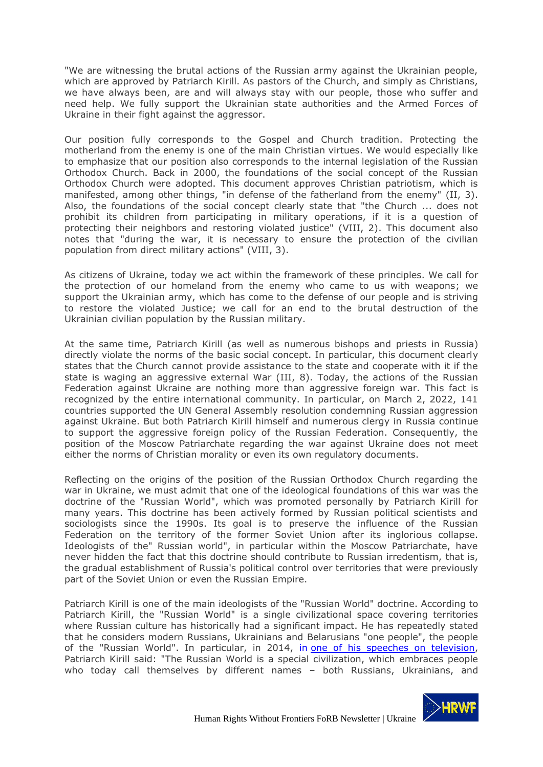"We are witnessing the brutal actions of the Russian army against the Ukrainian people, which are approved by Patriarch Kirill. As pastors of the Church, and simply as Christians, we have always been, are and will always stay with our people, those who suffer and need help. We fully support the Ukrainian state authorities and the Armed Forces of Ukraine in their fight against the aggressor.

Our position fully corresponds to the Gospel and Church tradition. Protecting the motherland from the enemy is one of the main Christian virtues. We would especially like to emphasize that our position also corresponds to the internal legislation of the Russian Orthodox Church. Back in 2000, the foundations of the social concept of the Russian Orthodox Church were adopted. This document approves Christian patriotism, which is manifested, among other things, "in defense of the fatherland from the enemy" (II, 3). Also, the foundations of the social concept clearly state that "the Church ... does not prohibit its children from participating in military operations, if it is a question of protecting their neighbors and restoring violated justice" (VIII, 2). This document also notes that "during the war, it is necessary to ensure the protection of the civilian population from direct military actions" (VIII, 3).

As citizens of Ukraine, today we act within the framework of these principles. We call for the protection of our homeland from the enemy who came to us with weapons; we support the Ukrainian army, which has come to the defense of our people and is striving to restore the violated Justice; we call for an end to the brutal destruction of the Ukrainian civilian population by the Russian military.

At the same time, Patriarch Kirill (as well as numerous bishops and priests in Russia) directly violate the norms of the basic social concept. In particular, this document clearly states that the Church cannot provide assistance to the state and cooperate with it if the state is waging an aggressive external War (III, 8). Today, the actions of the Russian Federation against Ukraine are nothing more than aggressive foreign war. This fact is recognized by the entire international community. In particular, on March 2, 2022, 141 countries supported the UN General Assembly resolution condemning Russian aggression against Ukraine. But both Patriarch Kirill himself and numerous clergy in Russia continue to support the aggressive foreign policy of the Russian Federation. Consequently, the position of the Moscow Patriarchate regarding the war against Ukraine does not meet either the norms of Christian morality or even its own regulatory documents.

Reflecting on the origins of the position of the Russian Orthodox Church regarding the war in Ukraine, we must admit that one of the ideological foundations of this war was the doctrine of the "Russian World", which was promoted personally by Patriarch Kirill for many years. This doctrine has been actively formed by Russian political scientists and sociologists since the 1990s. Its goal is to preserve the influence of the Russian Federation on the territory of the former Soviet Union after its inglorious collapse. Ideologists of the" Russian world", in particular within the Moscow Patriarchate, have never hidden the fact that this doctrine should contribute to Russian irredentism, that is, the gradual establishment of Russia's political control over territories that were previously part of the Soviet Union or even the Russian Empire.

Patriarch Kirill is one of the main ideologists of the "Russian World" doctrine. According to Patriarch Kirill, the "Russian World" is a single civilizational space covering territories where Russian culture has historically had a significant impact. He has repeatedly stated that he considers modern Russians, Ukrainians and Belarusians "one people", the people of the "Russian World". In particular, in 2014, in one of his speeches on television, Patriarch Kirill said: "The Russian World is a special civilization, which embraces people who today call themselves by different names – both Russians, Ukrainians, and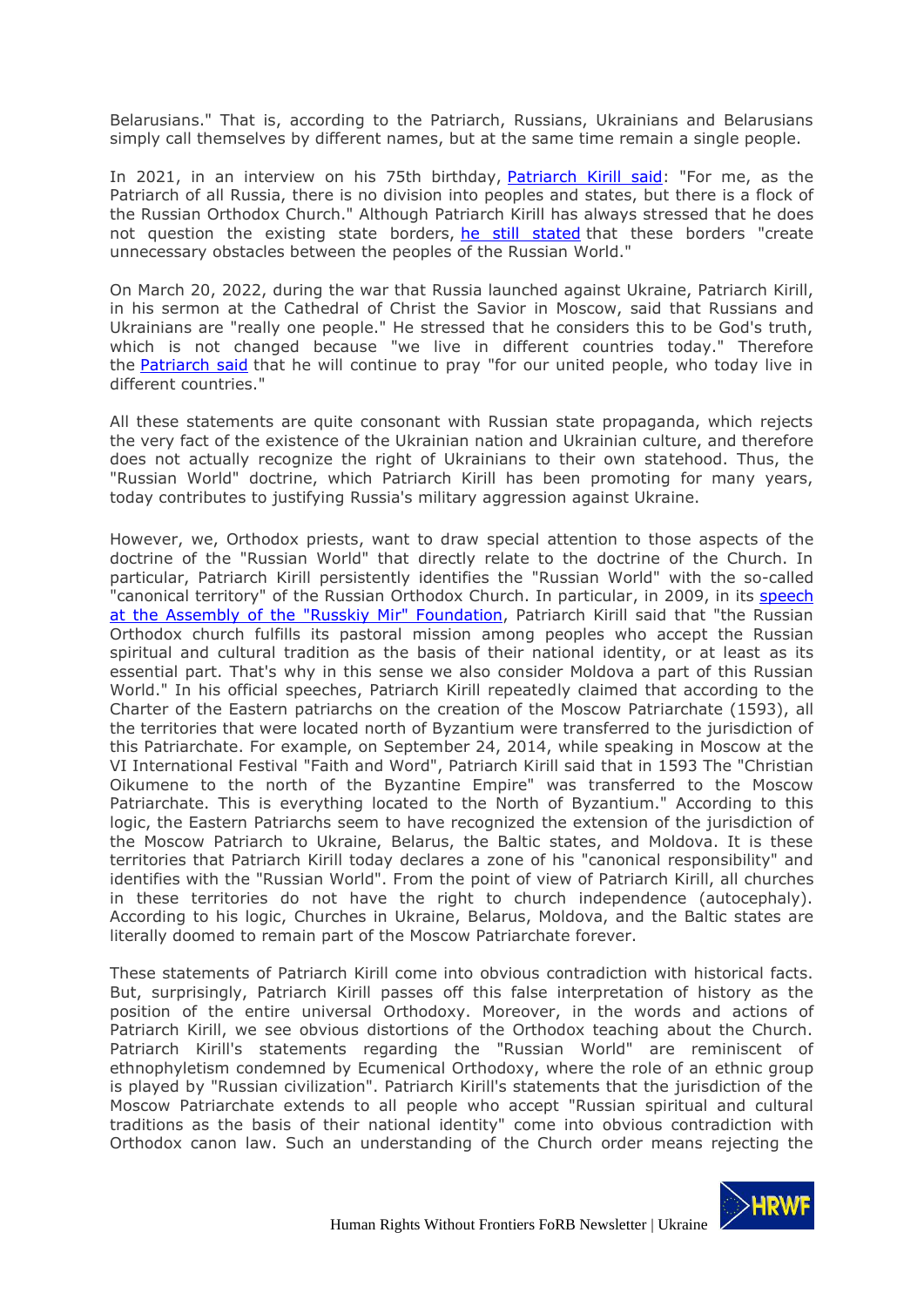Belarusians." That is, according to the Patriarch, Russians, Ukrainians and Belarusians simply call themselves by different names, but at the same time remain a single people.

In 2021, in an interview on his 75th birthday, [Patriarch Kirill said](): "For me, as the Patriarch of all Russia, there is no division into peoples and states, but there is a flock of the Russian Orthodox Church." Although Patriarch Kirill has always stressed that he does not question the existing state borders, [he still stated]() that these borders "create unnecessary obstacles between the peoples of the Russian World."

On March 20, 2022, during the war that Russia launched against Ukraine, Patriarch Kirill, in his sermon at the Cathedral of Christ the Savior in Moscow, said that Russians and Ukrainians are "really one people." He stressed that he considers this to be God's truth, which is not changed because "we live in different countries today." Therefore the [Patriarch said]() that he will continue to pray "for our united people, who today live in different countries."

All these statements are quite consonant with Russian state propaganda, which rejects the very fact of the existence of the Ukrainian nation and Ukrainian culture, and therefore does not actually recognize the right of Ukrainians to their own statehood. Thus, the "Russian World" doctrine, which Patriarch Kirill has been promoting for many years, today contributes to justifying Russia's military aggression against Ukraine.

However, we, Orthodox priests, want to draw special attention to those aspects of the doctrine of the "Russian World" that directly relate to the doctrine of the Church. In particular, Patriarch Kirill persistently identifies the "Russian World" with the so-called "canonical territory" of the Russian Orthodox Church. In particular, in 2009, in its [speech at the Assembly of the "Russkiy Mir" Foundation](), Patriarch Kirill said that "the Russian Orthodox church fulfills its pastoral mission among peoples who accept the Russian spiritual and cultural tradition as the basis of their national identity, or at least as its essential part. That's why in this sense we also consider Moldova a part of this Russian World." In his official speeches, Patriarch Kirill repeatedly claimed that according to the Charter of the Eastern patriarchs on the creation of the Moscow Patriarchate (1593), all the territories that were located north of Byzantium were transferred to the jurisdiction of this Patriarchate. For example, on September 24, 2014, while speaking in Moscow at the VI International Festival "Faith and Word", Patriarch Kirill said that in 1593 The "Christian Oikumene to the north of the Byzantine Empire" was transferred to the Moscow Patriarchate. This is everything located to the North of Byzantium." According to this logic, the Eastern Patriarchs seem to have recognized the extension of the jurisdiction of the Moscow Patriarch to Ukraine, Belarus, the Baltic states, and Moldova. It is these territories that Patriarch Kirill today declares a zone of his "canonical responsibility" and identifies with the "Russian World". From the point of view of Patriarch Kirill, all churches in these territories do not have the right to church independence (autocephaly). According to his logic, Churches in Ukraine, Belarus, Moldova, and the Baltic states are literally doomed to remain part of the Moscow Patriarchate forever.

These statements of Patriarch Kirill come into obvious contradiction with historical facts. But, surprisingly, Patriarch Kirill passes off this false interpretation of history as the position of the entire universal Orthodoxy. Moreover, in the words and actions of Patriarch Kirill, we see obvious distortions of the Orthodox teaching about the Church. Patriarch Kirill's statements regarding the "Russian World" are reminiscent of ethnophyletism condemned by Ecumenical Orthodoxy, where the role of an ethnic group is played by "Russian civilization". Patriarch Kirill's statements that the jurisdiction of the Moscow Patriarchate extends to all people who accept "Russian spiritual and cultural traditions as the basis of their national identity" come into obvious contradiction with Orthodox canon law. Such an understanding of the Church order means rejecting the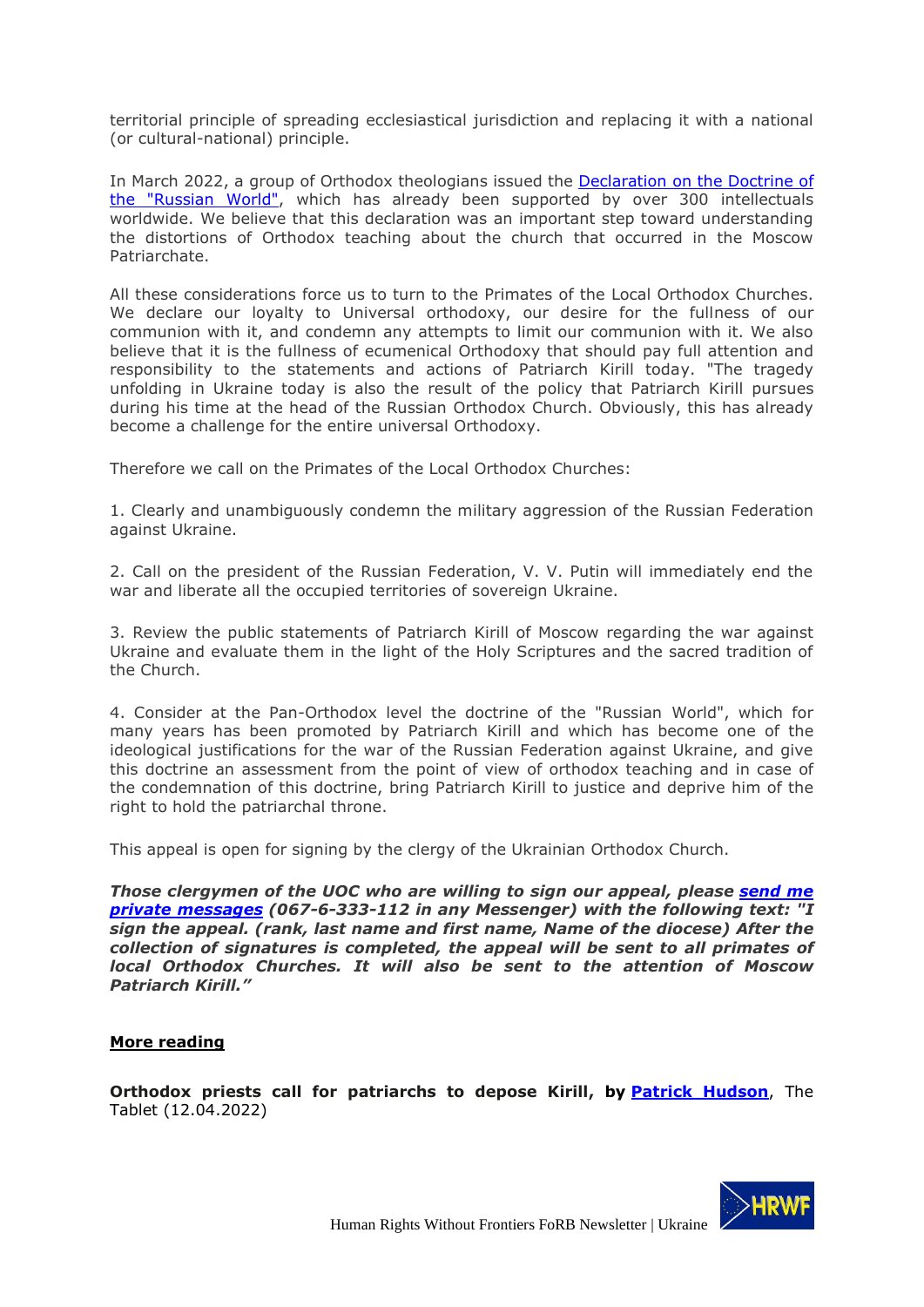territorial principle of spreading ecclesiastical jurisdiction and replacing it with a national (or cultural-national) principle.

In March 2022, a group of Orthodox theologians issued the [Declaration on the Doctrine of the "Russian World"](), which has already been supported by over 300 intellectuals worldwide. We believe that this declaration was an important step toward understanding the distortions of Orthodox teaching about the church that occurred in the Moscow Patriarchate.

All these considerations force us to turn to the Primates of the Local Orthodox Churches. We declare our loyalty to Universal orthodoxy, our desire for the fullness of our communion with it, and condemn any attempts to limit our communion with it. We also believe that it is the fullness of ecumenical Orthodoxy that should pay full attention and responsibility to the statements and actions of Patriarch Kirill today. "The tragedy unfolding in Ukraine today is also the result of the policy that Patriarch Kirill pursues during his time at the head of the Russian Orthodox Church. Obviously, this has already become a challenge for the entire universal Orthodoxy.

Therefore we call on the Primates of the Local Orthodox Churches:

1. Clearly and unambiguously condemn the military aggression of the Russian Federation against Ukraine.

2. Call on the president of the Russian Federation, V. V. Putin will immediately end the war and liberate all the occupied territories of sovereign Ukraine.

3. Review the public statements of Patriarch Kirill of Moscow regarding the war against Ukraine and evaluate them in the light of the Holy Scriptures and the sacred tradition of the Church.

4. Consider at the Pan-Orthodox level the doctrine of the "Russian World", which for many years has been promoted by Patriarch Kirill and which has become one of the ideological justifications for the war of the Russian Federation against Ukraine, and give this doctrine an assessment from the point of view of orthodox teaching and in case of the condemnation of this doctrine, bring Patriarch Kirill to justice and deprive him of the right to hold the patriarchal throne.

This appeal is open for signing by the clergy of the Ukrainian Orthodox Church.

***Those clergymen of the UOC who are willing to sign our appeal, please [send me private messages]() (067-6-333-112 in any Messenger) with the following text: "I sign the appeal. (rank, last name and first name, Name of the diocese) After the collection of signatures is completed, the appeal will be sent to all primates of local Orthodox Churches. It will also be sent to the attention of Moscow Patriarch Kirill."***

**More reading**

**Orthodox priests call for patriarchs to depose Kirill, by [Patrick Hudson]()**, The Tablet (12.04.2022)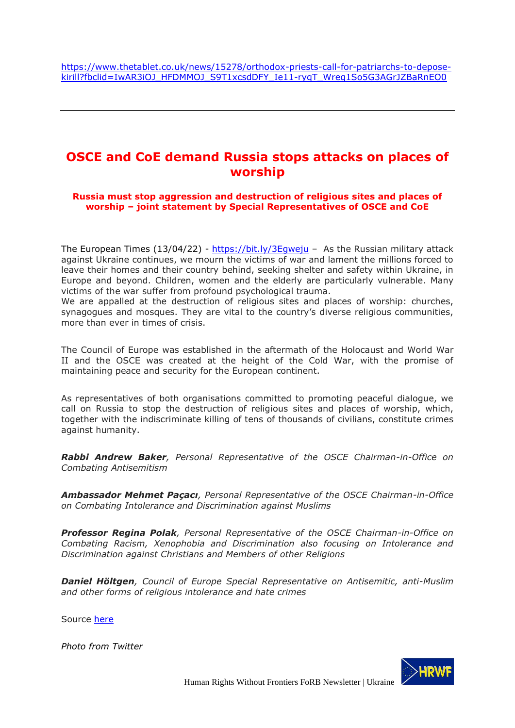https://www.thetablet.co.uk/news/15278/orthodox-priests-call-for-patriarchs-to-depose-kirill?fbclid=IwAR3iOJ_HFDMMOJ_S9T1xcsdDFY_Ie11-rygT_Wreq1So5G3AGrJZBaRnEO0

---

# OSCE and CoE demand Russia stops attacks on places of worship

### Russia must stop aggression and destruction of religious sites and places of worship – joint statement by Special Representatives of OSCE and CoE

The European Times (13/04/22) - https://bit.ly/3Egweju – As the Russian military attack against Ukraine continues, we mourn the victims of war and lament the millions forced to leave their homes and their country behind, seeking shelter and safety within Ukraine, in Europe and beyond. Children, women and the elderly are particularly vulnerable. Many victims of the war suffer from profound psychological trauma.
We are appalled at the destruction of religious sites and places of worship: churches, synagogues and mosques. They are vital to the country's diverse religious communities, more than ever in times of crisis.

The Council of Europe was established in the aftermath of the Holocaust and World War II and the OSCE was created at the height of the Cold War, with the promise of maintaining peace and security for the European continent.

As representatives of both organisations committed to promoting peaceful dialogue, we call on Russia to stop the destruction of religious sites and places of worship, which, together with the indiscriminate killing of tens of thousands of civilians, constitute crimes against humanity.

***Rabbi Andrew Baker**, Personal Representative of the OSCE Chairman-in-Office on Combating Antisemitism*

***Ambassador Mehmet Paçacı**, Personal Representative of the OSCE Chairman-in-Office on Combating Intolerance and Discrimination against Muslims*

***Professor Regina Polak**, Personal Representative of the OSCE Chairman-in-Office on Combating Racism, Xenophobia and Discrimination also focusing on Intolerance and Discrimination against Christians and Members of other Religions*

***Daniel Höltgen**, Council of Europe Special Representative on Antisemitic, anti-Muslim and other forms of religious intolerance and hate crimes*

Source here

*Photo from Twitter*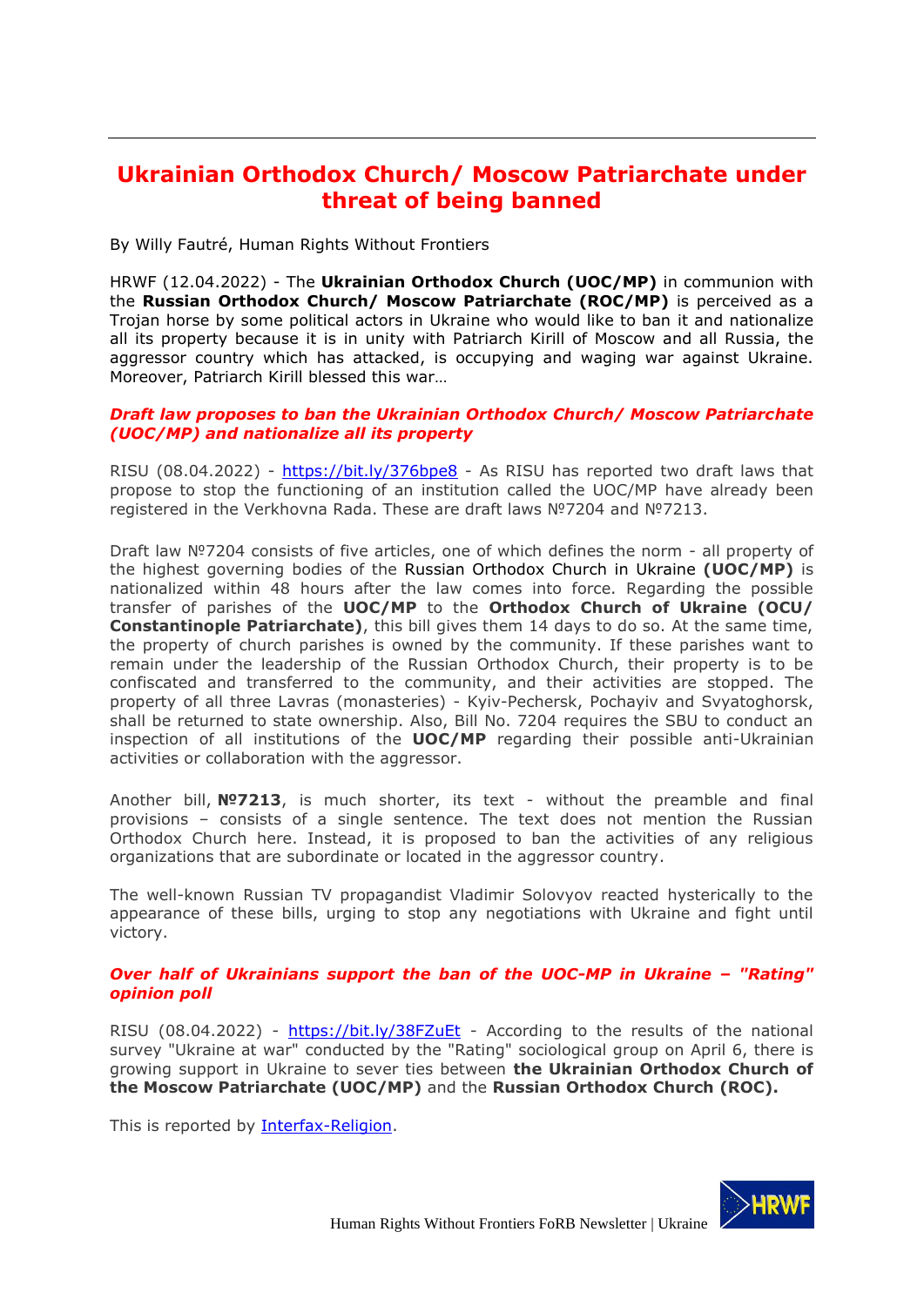# Ukrainian Orthodox Church/ Moscow Patriarchate under threat of being banned

By Willy Fautré, Human Rights Without Frontiers

HRWF (12.04.2022) - The **Ukrainian Orthodox Church (UOC/MP)** in communion with the **Russian Orthodox Church/ Moscow Patriarchate (ROC/MP)** is perceived as a Trojan horse by some political actors in Ukraine who would like to ban it and nationalize all its property because it is in unity with Patriarch Kirill of Moscow and all Russia, the aggressor country which has attacked, is occupying and waging war against Ukraine. Moreover, Patriarch Kirill blessed this war…

### *Draft law proposes to ban the Ukrainian Orthodox Church/ Moscow Patriarchate (UOC/MP) and nationalize all its property*

RISU (08.04.2022) - https://bit.ly/376bpe8 - As RISU has reported two draft laws that propose to stop the functioning of an institution called the UOC/MP have already been registered in the Verkhovna Rada. These are draft laws №7204 and №7213.

Draft law №7204 consists of five articles, one of which defines the norm - all property of the highest governing bodies of the Russian Orthodox Church in Ukraine **(UOC/MP)** is nationalized within 48 hours after the law comes into force. Regarding the possible transfer of parishes of the **UOC/MP** to the **Orthodox Church of Ukraine (OCU/ Constantinople Patriarchate)**, this bill gives them 14 days to do so. At the same time, the property of church parishes is owned by the community. If these parishes want to remain under the leadership of the Russian Orthodox Church, their property is to be confiscated and transferred to the community, and their activities are stopped. The property of all three Lavras (monasteries) - Kyiv-Pechersk, Pochayiv and Svyatoghorsk, shall be returned to state ownership. Also, Bill No. 7204 requires the SBU to conduct an inspection of all institutions of the **UOC/MP** regarding their possible anti-Ukrainian activities or collaboration with the aggressor.

Another bill, **№7213**, is much shorter, its text - without the preamble and final provisions – consists of a single sentence. The text does not mention the Russian Orthodox Church here. Instead, it is proposed to ban the activities of any religious organizations that are subordinate or located in the aggressor country.

The well-known Russian TV propagandist Vladimir Solovyov reacted hysterically to the appearance of these bills, urging to stop any negotiations with Ukraine and fight until victory.

### *Over half of Ukrainians support the ban of the UOC-MP in Ukraine – "Rating" opinion poll*

RISU (08.04.2022) - https://bit.ly/38FZuEt - According to the results of the national survey "Ukraine at war" conducted by the "Rating" sociological group on April 6, there is growing support in Ukraine to sever ties between **the Ukrainian Orthodox Church of the Moscow Patriarchate (UOC/MP)** and the **Russian Orthodox Church (ROC).**

This is reported by Interfax-Religion.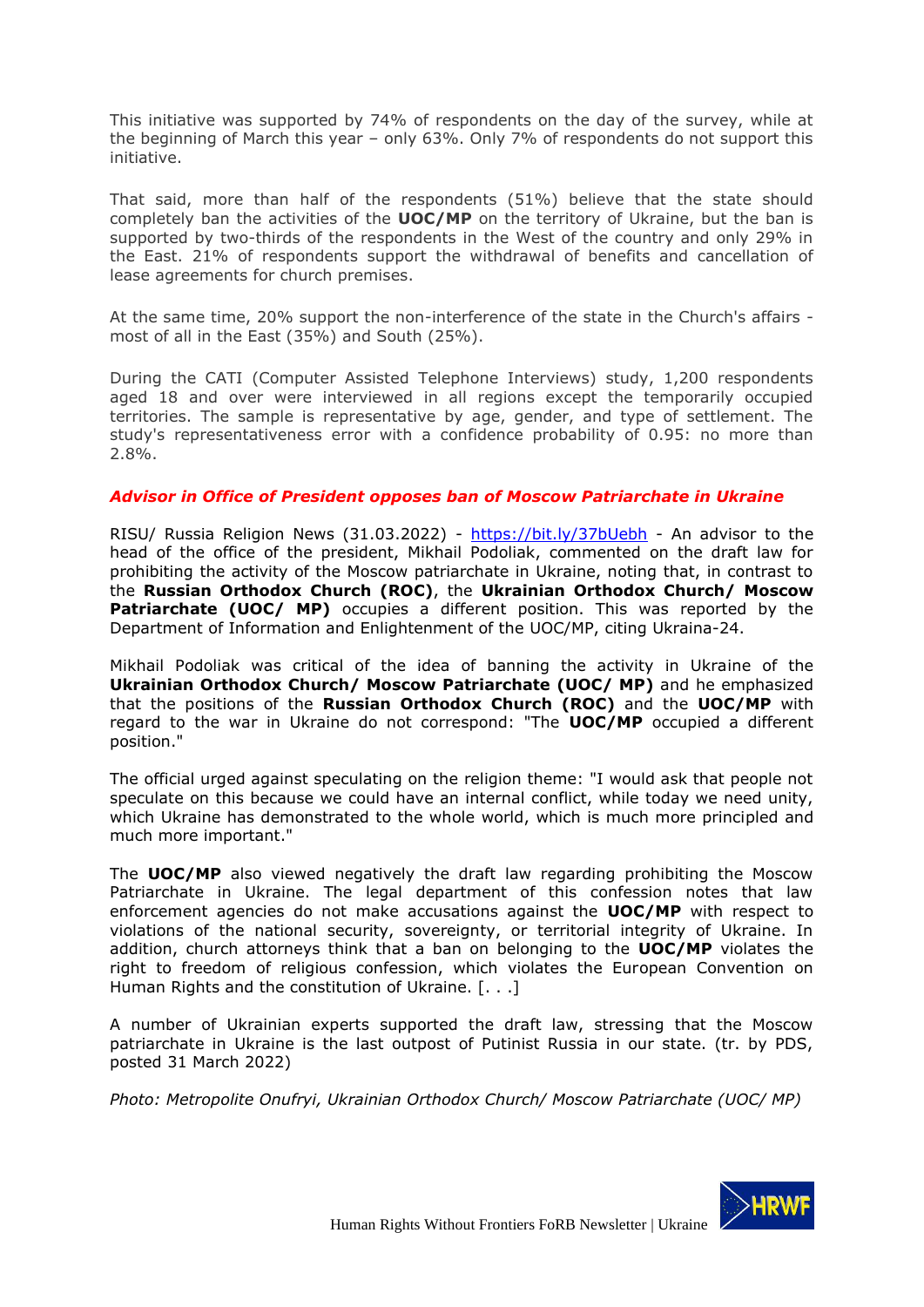This initiative was supported by 74% of respondents on the day of the survey, while at the beginning of March this year – only 63%. Only 7% of respondents do not support this initiative.

That said, more than half of the respondents (51%) believe that the state should completely ban the activities of the **UOC/MP** on the territory of Ukraine, but the ban is supported by two-thirds of the respondents in the West of the country and only 29% in the East. 21% of respondents support the withdrawal of benefits and cancellation of lease agreements for church premises.

At the same time, 20% support the non-interference of the state in the Church's affairs - most of all in the East (35%) and South (25%).

During the CATI (Computer Assisted Telephone Interviews) study, 1,200 respondents aged 18 and over were interviewed in all regions except the temporarily occupied territories. The sample is representative by age, gender, and type of settlement. The study's representativeness error with a confidence probability of 0.95: no more than 2.8%.

### *Advisor in Office of President opposes ban of Moscow Patriarchate in Ukraine*

RISU/ Russia Religion News (31.03.2022) - https://bit.ly/37bUebh - An advisor to the head of the office of the president, Mikhail Podoliak, commented on the draft law for prohibiting the activity of the Moscow patriarchate in Ukraine, noting that, in contrast to the **Russian Orthodox Church (ROC)**, the **Ukrainian Orthodox Church/ Moscow Patriarchate (UOC/ MP)** occupies a different position. This was reported by the Department of Information and Enlightenment of the UOC/MP, citing Ukraina-24.

Mikhail Podoliak was critical of the idea of banning the activity in Ukraine of the **Ukrainian Orthodox Church/ Moscow Patriarchate (UOC/ MP)** and he emphasized that the positions of the **Russian Orthodox Church (ROC)** and the **UOC/MP** with regard to the war in Ukraine do not correspond: "The **UOC/MP** occupied a different position."

The official urged against speculating on the religion theme: "I would ask that people not speculate on this because we could have an internal conflict, while today we need unity, which Ukraine has demonstrated to the whole world, which is much more principled and much more important."

The **UOC/MP** also viewed negatively the draft law regarding prohibiting the Moscow Patriarchate in Ukraine. The legal department of this confession notes that law enforcement agencies do not make accusations against the **UOC/MP** with respect to violations of the national security, sovereignty, or territorial integrity of Ukraine. In addition, church attorneys think that a ban on belonging to the **UOC/MP** violates the right to freedom of religious confession, which violates the European Convention on Human Rights and the constitution of Ukraine. [. . .]

A number of Ukrainian experts supported the draft law, stressing that the Moscow patriarchate in Ukraine is the last outpost of Putinist Russia in our state. (tr. by PDS, posted 31 March 2022)

*Photo: Metropolite Onufryi, Ukrainian Orthodox Church/ Moscow Patriarchate (UOC/ MP)*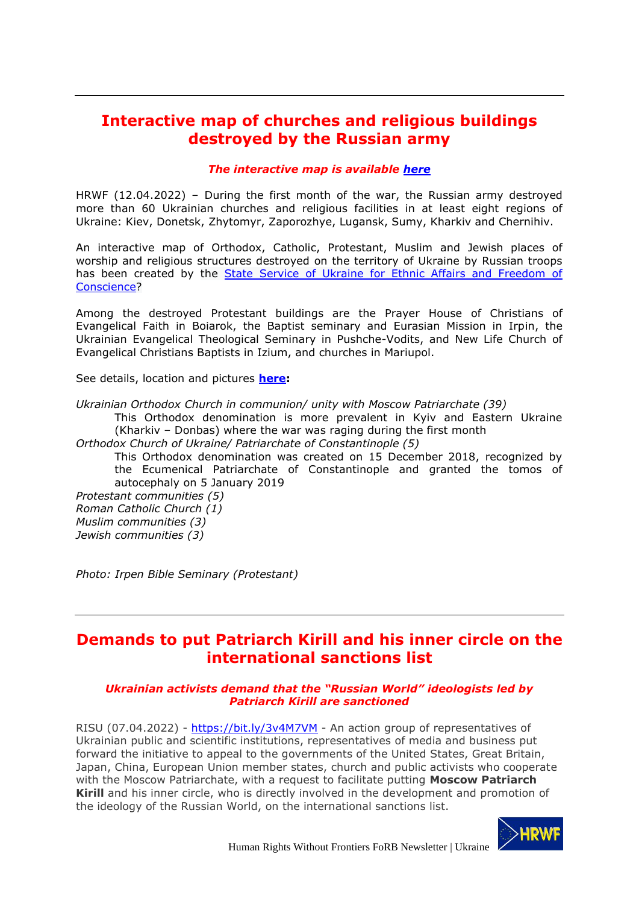## Interactive map of churches and religious buildings destroyed by the Russian army

***The interactive map is available [here](#)***

HRWF (12.04.2022) – During the first month of the war, the Russian army destroyed more than 60 Ukrainian churches and religious facilities in at least eight regions of Ukraine: Kiev, Donetsk, Zhytomyr, Zaporozhye, Lugansk, Sumy, Kharkiv and Chernihiv.

An interactive map of Orthodox, Catholic, Protestant, Muslim and Jewish places of worship and religious structures destroyed on the territory of Ukraine by Russian troops has been created by the [State Service of Ukraine for Ethnic Affairs and Freedom of Conscience](#)?

Among the destroyed Protestant buildings are the Prayer House of Christians of Evangelical Faith in Boiarok, the Baptist seminary and Eurasian Mission in Irpin, the Ukrainian Evangelical Theological Seminary in Pushche-Vodits, and New Life Church of Evangelical Christians Baptists in Izium, and churches in Mariupol.

See details, location and pictures **[here](#):**

*Ukrainian Orthodox Church in communion/ unity with Moscow Patriarchate (39)*

> This Orthodox denomination is more prevalent in Kyiv and Eastern Ukraine (Kharkiv – Donbas) where the war was raging during the first month

*Orthodox Church of Ukraine/ Patriarchate of Constantinople (5)*

> This Orthodox denomination was created on 15 December 2018, recognized by the Ecumenical Patriarchate of Constantinople and granted the tomos of autocephaly on 5 January 2019

*Protestant communities (5)*
*Roman Catholic Church (1)*
*Muslim communities (3)*
*Jewish communities (3)*

*Photo: Irpen Bible Seminary (Protestant)*

## Demands to put Patriarch Kirill and his inner circle on the international sanctions list

***Ukrainian activists demand that the "Russian World" ideologists led by Patriarch Kirill are sanctioned***

RISU (07.04.2022) - https://bit.ly/3v4M7VM - An action group of representatives of Ukrainian public and scientific institutions, representatives of media and business put forward the initiative to appeal to the governments of the United States, Great Britain, Japan, China, European Union member states, church and public activists who cooperate with the Moscow Patriarchate, with a request to facilitate putting **Moscow Patriarch Kirill** and his inner circle, who is directly involved in the development and promotion of the ideology of the Russian World, on the international sanctions list.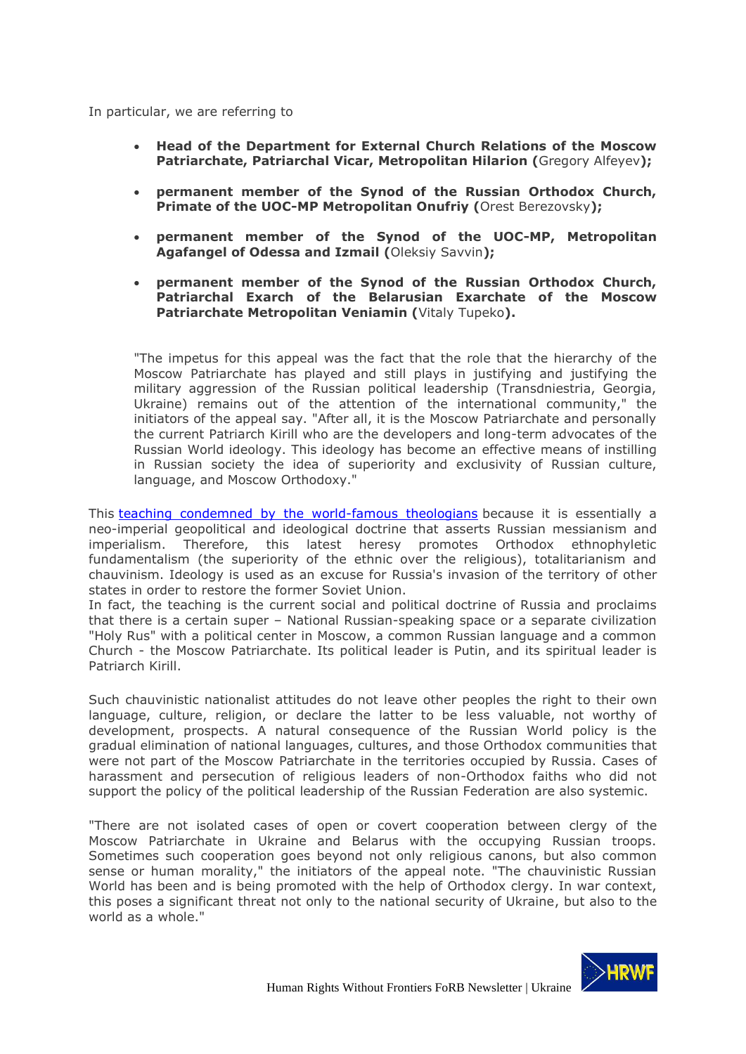In particular, we are referring to

- **Head of the Department for External Church Relations of the Moscow Patriarchate, Patriarchal Vicar, Metropolitan Hilarion (**Gregory Alfeyev**);**
- **permanent member of the Synod of the Russian Orthodox Church, Primate of the UOC-MP Metropolitan Onufriy (**Orest Berezovsky**);**
- **permanent member of the Synod of the UOC-MP, Metropolitan Agafangel of Odessa and Izmail (**Oleksiy Savvin**);**
- **permanent member of the Synod of the Russian Orthodox Church, Patriarchal Exarch of the Belarusian Exarchate of the Moscow Patriarchate Metropolitan Veniamin (**Vitaly Tupeko**).**

> "The impetus for this appeal was the fact that the role that the hierarchy of the Moscow Patriarchate has played and still plays in justifying and justifying the military aggression of the Russian political leadership (Transdniestria, Georgia, Ukraine) remains out of the attention of the international community," the initiators of the appeal say. "After all, it is the Moscow Patriarchate and personally the current Patriarch Kirill who are the developers and long-term advocates of the Russian World ideology. This ideology has become an effective means of instilling in Russian society the idea of superiority and exclusivity of Russian culture, language, and Moscow Orthodoxy."

This teaching condemned by the world-famous theologians because it is essentially a neo-imperial geopolitical and ideological doctrine that asserts Russian messianism and imperialism. Therefore, this latest heresy promotes Orthodox ethnophyletic fundamentalism (the superiority of the ethnic over the religious), totalitarianism and chauvinism. Ideology is used as an excuse for Russia's invasion of the territory of other states in order to restore the former Soviet Union.
In fact, the teaching is the current social and political doctrine of Russia and proclaims that there is a certain super – National Russian-speaking space or a separate civilization "Holy Rus" with a political center in Moscow, a common Russian language and a common Church - the Moscow Patriarchate. Its political leader is Putin, and its spiritual leader is Patriarch Kirill.

Such chauvinistic nationalist attitudes do not leave other peoples the right to their own language, culture, religion, or declare the latter to be less valuable, not worthy of development, prospects. A natural consequence of the Russian World policy is the gradual elimination of national languages, cultures, and those Orthodox communities that were not part of the Moscow Patriarchate in the territories occupied by Russia. Cases of harassment and persecution of religious leaders of non-Orthodox faiths who did not support the policy of the political leadership of the Russian Federation are also systemic.

"There are not isolated cases of open or covert cooperation between clergy of the Moscow Patriarchate in Ukraine and Belarus with the occupying Russian troops. Sometimes such cooperation goes beyond not only religious canons, but also common sense or human morality," the initiators of the appeal note. "The chauvinistic Russian World has been and is being promoted with the help of Orthodox clergy. In war context, this poses a significant threat not only to the national security of Ukraine, but also to the world as a whole."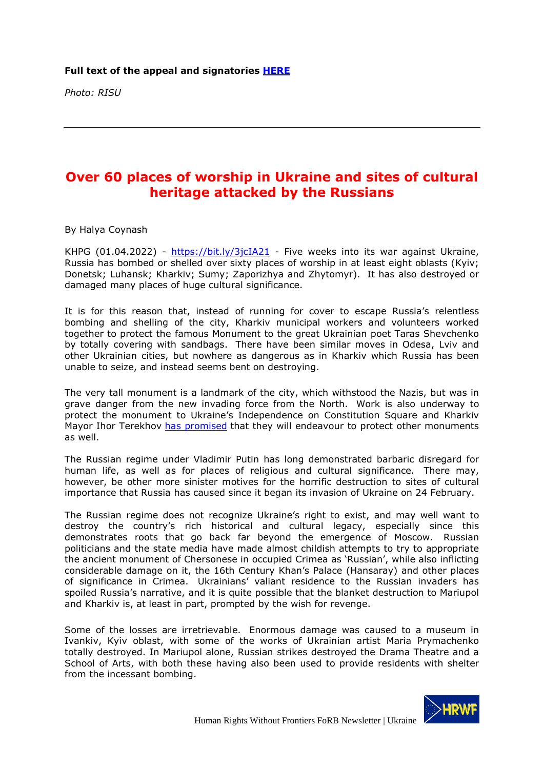**Full text of the appeal and signatories [HERE](#)**

*Photo: RISU*

---

# Over 60 places of worship in Ukraine and sites of cultural heritage attacked by the Russians

By Halya Coynash

KHPG (01.04.2022) - https://bit.ly/3jcIA21 - Five weeks into its war against Ukraine, Russia has bombed or shelled over sixty places of worship in at least eight oblasts (Kyiv; Donetsk; Luhansk; Kharkiv; Sumy; Zaporizhya and Zhytomyr). It has also destroyed or damaged many places of huge cultural significance.

It is for this reason that, instead of running for cover to escape Russia's relentless bombing and shelling of the city, Kharkiv municipal workers and volunteers worked together to protect the famous Monument to the great Ukrainian poet Taras Shevchenko by totally covering with sandbags. There have been similar moves in Odesa, Lviv and other Ukrainian cities, but nowhere as dangerous as in Kharkiv which Russia has been unable to seize, and instead seems bent on destroying.

The very tall monument is a landmark of the city, which withstood the Nazis, but was in grave danger from the new invading force from the North. Work is also underway to protect the monument to Ukraine's Independence on Constitution Square and Kharkiv Mayor Ihor Terekhov [has promised](#) that they will endeavour to protect other monuments as well.

The Russian regime under Vladimir Putin has long demonstrated barbaric disregard for human life, as well as for places of religious and cultural significance. There may, however, be other more sinister motives for the horrific destruction to sites of cultural importance that Russia has caused since it began its invasion of Ukraine on 24 February.

The Russian regime does not recognize Ukraine's right to exist, and may well want to destroy the country's rich historical and cultural legacy, especially since this demonstrates roots that go back far beyond the emergence of Moscow. Russian politicians and the state media have made almost childish attempts to try to appropriate the ancient monument of Chersonese in occupied Crimea as 'Russian', while also inflicting considerable damage on it, the 16th Century Khan's Palace (Hansaray) and other places of significance in Crimea. Ukrainians' valiant residence to the Russian invaders has spoiled Russia's narrative, and it is quite possible that the blanket destruction to Mariupol and Kharkiv is, at least in part, prompted by the wish for revenge.

Some of the losses are irretrievable. Enormous damage was caused to a museum in Ivankiv, Kyiv oblast, with some of the works of Ukrainian artist Maria Prymachenko totally destroyed. In Mariupol alone, Russian strikes destroyed the Drama Theatre and a School of Arts, with both these having also been used to provide residents with shelter from the incessant bombing.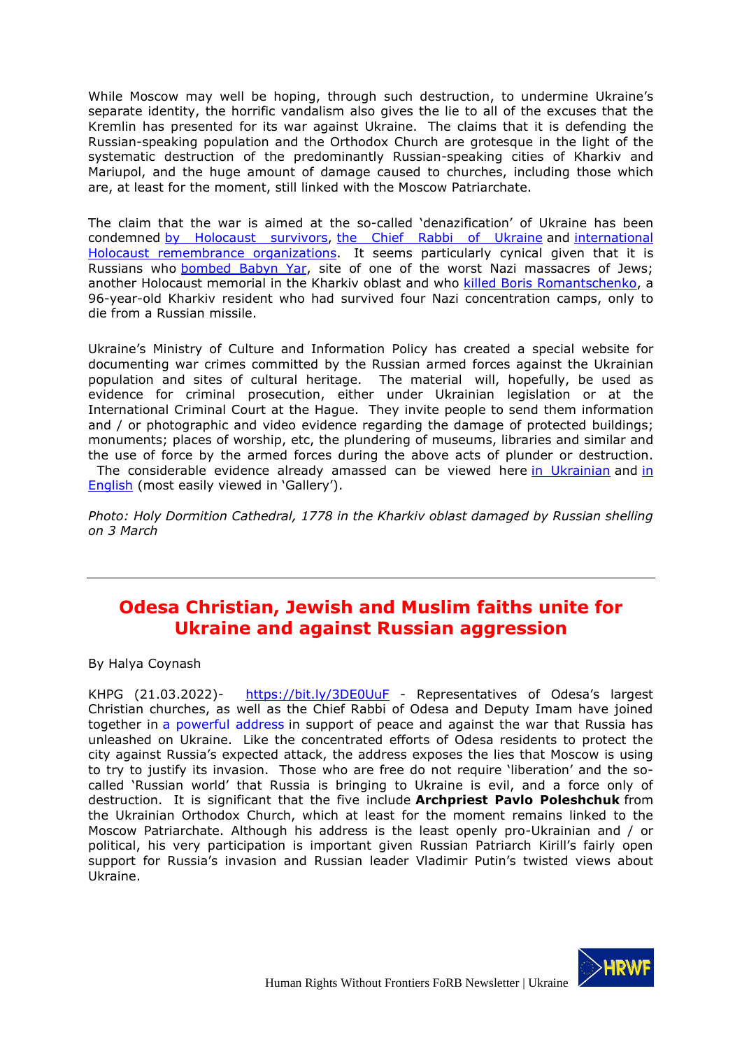While Moscow may well be hoping, through such destruction, to undermine Ukraine's separate identity, the horrific vandalism also gives the lie to all of the excuses that the Kremlin has presented for its war against Ukraine. The claims that it is defending the Russian-speaking population and the Orthodox Church are grotesque in the light of the systematic destruction of the predominantly Russian-speaking cities of Kharkiv and Mariupol, and the huge amount of damage caused to churches, including those which are, at least for the moment, still linked with the Moscow Patriarchate.

The claim that the war is aimed at the so-called 'denazification' of Ukraine has been condemned by Holocaust survivors, the Chief Rabbi of Ukraine and international Holocaust remembrance organizations. It seems particularly cynical given that it is Russians who bombed Babyn Yar, site of one of the worst Nazi massacres of Jews; another Holocaust memorial in the Kharkiv oblast and who killed Boris Romantschenko, a 96-year-old Kharkiv resident who had survived four Nazi concentration camps, only to die from a Russian missile.

Ukraine's Ministry of Culture and Information Policy has created a special website for documenting war crimes committed by the Russian armed forces against the Ukrainian population and sites of cultural heritage. The material will, hopefully, be used as evidence for criminal prosecution, either under Ukrainian legislation or at the International Criminal Court at the Hague. They invite people to send them information and / or photographic and video evidence regarding the damage of protected buildings; monuments; places of worship, etc, the plundering of museums, libraries and similar and the use of force by the armed forces during the above acts of plunder or destruction. The considerable evidence already amassed can be viewed here in Ukrainian and in English (most easily viewed in 'Gallery').

*Photo: Holy Dormition Cathedral, 1778 in the Kharkiv oblast damaged by Russian shelling on 3 March*

---

## Odesa Christian, Jewish and Muslim faiths unite for Ukraine and against Russian aggression

By Halya Coynash

KHPG (21.03.2022)- https://bit.ly/3DE0UuF - Representatives of Odesa's largest Christian churches, as well as the Chief Rabbi of Odesa and Deputy Imam have joined together in a powerful address in support of peace and against the war that Russia has unleashed on Ukraine. Like the concentrated efforts of Odesa residents to protect the city against Russia's expected attack, the address exposes the lies that Moscow is using to try to justify its invasion. Those who are free do not require 'liberation' and the so-called 'Russian world' that Russia is bringing to Ukraine is evil, and a force only of destruction. It is significant that the five include **Archpriest Pavlo Poleshchuk** from the Ukrainian Orthodox Church, which at least for the moment remains linked to the Moscow Patriarchate. Although his address is the least openly pro-Ukrainian and / or political, his very participation is important given Russian Patriarch Kirill's fairly open support for Russia's invasion and Russian leader Vladimir Putin's twisted views about Ukraine.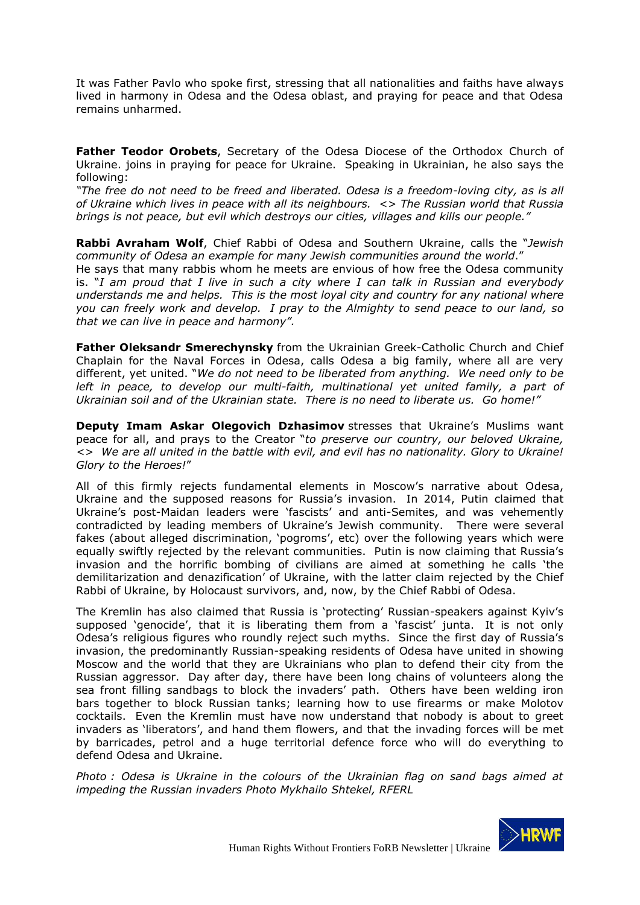It was Father Pavlo who spoke first, stressing that all nationalities and faiths have always lived in harmony in Odesa and the Odesa oblast, and praying for peace and that Odesa remains unharmed.

**Father Teodor Orobets**, Secretary of the Odesa Diocese of the Orthodox Church of Ukraine. joins in praying for peace for Ukraine. Speaking in Ukrainian, he also says the following:

*"The free do not need to be freed and liberated. Odesa is a freedom-loving city, as is all of Ukraine which lives in peace with all its neighbours. <> The Russian world that Russia brings is not peace, but evil which destroys our cities, villages and kills our people."*

**Rabbi Avraham Wolf**, Chief Rabbi of Odesa and Southern Ukraine, calls the "*Jewish community of Odesa an example for many Jewish communities around the world*."

He says that many rabbis whom he meets are envious of how free the Odesa community is. "*I am proud that I live in such a city where I can talk in Russian and everybody understands me and helps. This is the most loyal city and country for any national where you can freely work and develop. I pray to the Almighty to send peace to our land, so that we can live in peace and harmony".*

**Father Oleksandr Smerechynsky** from the Ukrainian Greek-Catholic Church and Chief Chaplain for the Naval Forces in Odesa, calls Odesa a big family, where all are very different, yet united. "*We do not need to be liberated from anything. We need only to be left in peace, to develop our multi-faith, multinational yet united family, a part of Ukrainian soil and of the Ukrainian state. There is no need to liberate us. Go home!"*

**Deputy Imam Askar Olegovich Dzhasimov** stresses that Ukraine's Muslims want peace for all, and prays to the Creator "*to preserve our country, our beloved Ukraine, <> We are all united in the battle with evil, and evil has no nationality. Glory to Ukraine! Glory to the Heroes!*"

All of this firmly rejects fundamental elements in Moscow's narrative about Odesa, Ukraine and the supposed reasons for Russia's invasion. In 2014, Putin claimed that Ukraine's post-Maidan leaders were 'fascists' and anti-Semites, and was vehemently contradicted by leading members of Ukraine's Jewish community. There were several fakes (about alleged discrimination, 'pogroms', etc) over the following years which were equally swiftly rejected by the relevant communities. Putin is now claiming that Russia's invasion and the horrific bombing of civilians are aimed at something he calls 'the demilitarization and denazification' of Ukraine, with the latter claim rejected by the Chief Rabbi of Ukraine, by Holocaust survivors, and, now, by the Chief Rabbi of Odesa.

The Kremlin has also claimed that Russia is 'protecting' Russian-speakers against Kyiv's supposed 'genocide', that it is liberating them from a 'fascist' junta. It is not only Odesa's religious figures who roundly reject such myths. Since the first day of Russia's invasion, the predominantly Russian-speaking residents of Odesa have united in showing Moscow and the world that they are Ukrainians who plan to defend their city from the Russian aggressor. Day after day, there have been long chains of volunteers along the sea front filling sandbags to block the invaders' path. Others have been welding iron bars together to block Russian tanks; learning how to use firearms or make Molotov cocktails. Even the Kremlin must have now understand that nobody is about to greet invaders as 'liberators', and hand them flowers, and that the invading forces will be met by barricades, petrol and a huge territorial defence force who will do everything to defend Odesa and Ukraine.

*Photo : Odesa is Ukraine in the colours of the Ukrainian flag on sand bags aimed at impeding the Russian invaders Photo Mykhailo Shtekel, RFERL*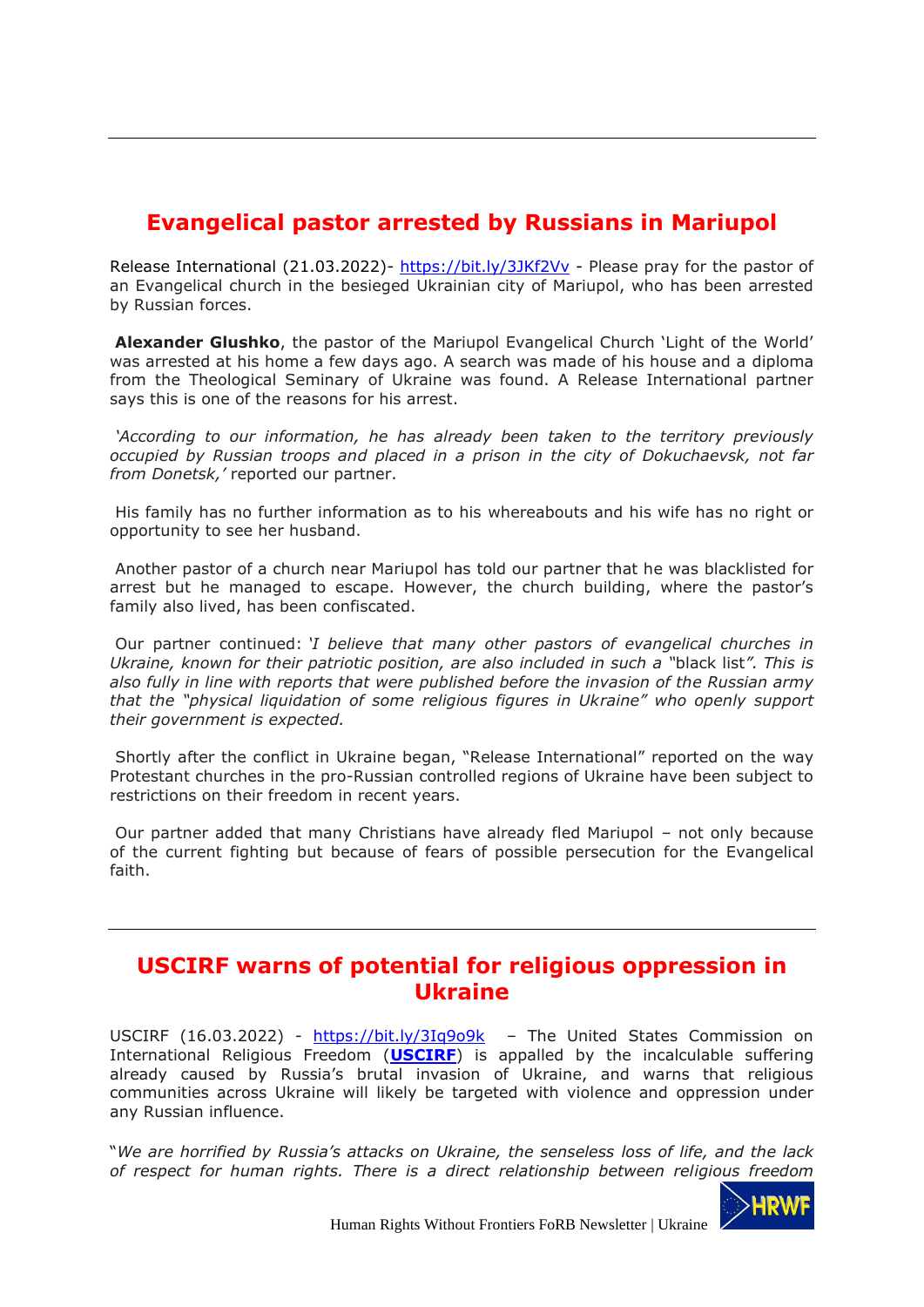## Evangelical pastor arrested by Russians in Mariupol

Release International (21.03.2022)- https://bit.ly/3JKf2Vv - Please pray for the pastor of an Evangelical church in the besieged Ukrainian city of Mariupol, who has been arrested by Russian forces.

**Alexander Glushko**, the pastor of the Mariupol Evangelical Church 'Light of the World' was arrested at his home a few days ago. A search was made of his house and a diploma from the Theological Seminary of Ukraine was found. A Release International partner says this is one of the reasons for his arrest.

*'According to our information, he has already been taken to the territory previously occupied by Russian troops and placed in a prison in the city of Dokuchaevsk, not far from Donetsk,'* reported our partner.

His family has no further information as to his whereabouts and his wife has no right or opportunity to see her husband.

Another pastor of a church near Mariupol has told our partner that he was blacklisted for arrest but he managed to escape. However, the church building, where the pastor's family also lived, has been confiscated.

Our partner continued: *'I believe that many other pastors of evangelical churches in Ukraine, known for their patriotic position, are also included in such a* "black list*". This is also fully in line with reports that were published before the invasion of the Russian army that the "physical liquidation of some religious figures in Ukraine" who openly support their government is expected.*

Shortly after the conflict in Ukraine began, "Release International" reported on the way Protestant churches in the pro-Russian controlled regions of Ukraine have been subject to restrictions on their freedom in recent years.

Our partner added that many Christians have already fled Mariupol – not only because of the current fighting but because of fears of possible persecution for the Evangelical faith.

---

## USCIRF warns of potential for religious oppression in Ukraine

USCIRF (16.03.2022) - https://bit.ly/3Iq9o9k – The United States Commission on International Religious Freedom (**USCIRF**) is appalled by the incalculable suffering already caused by Russia's brutal invasion of Ukraine, and warns that religious communities across Ukraine will likely be targeted with violence and oppression under any Russian influence.

"*We are horrified by Russia's attacks on Ukraine, the senseless loss of life, and the lack of respect for human rights. There is a direct relationship between religious freedom*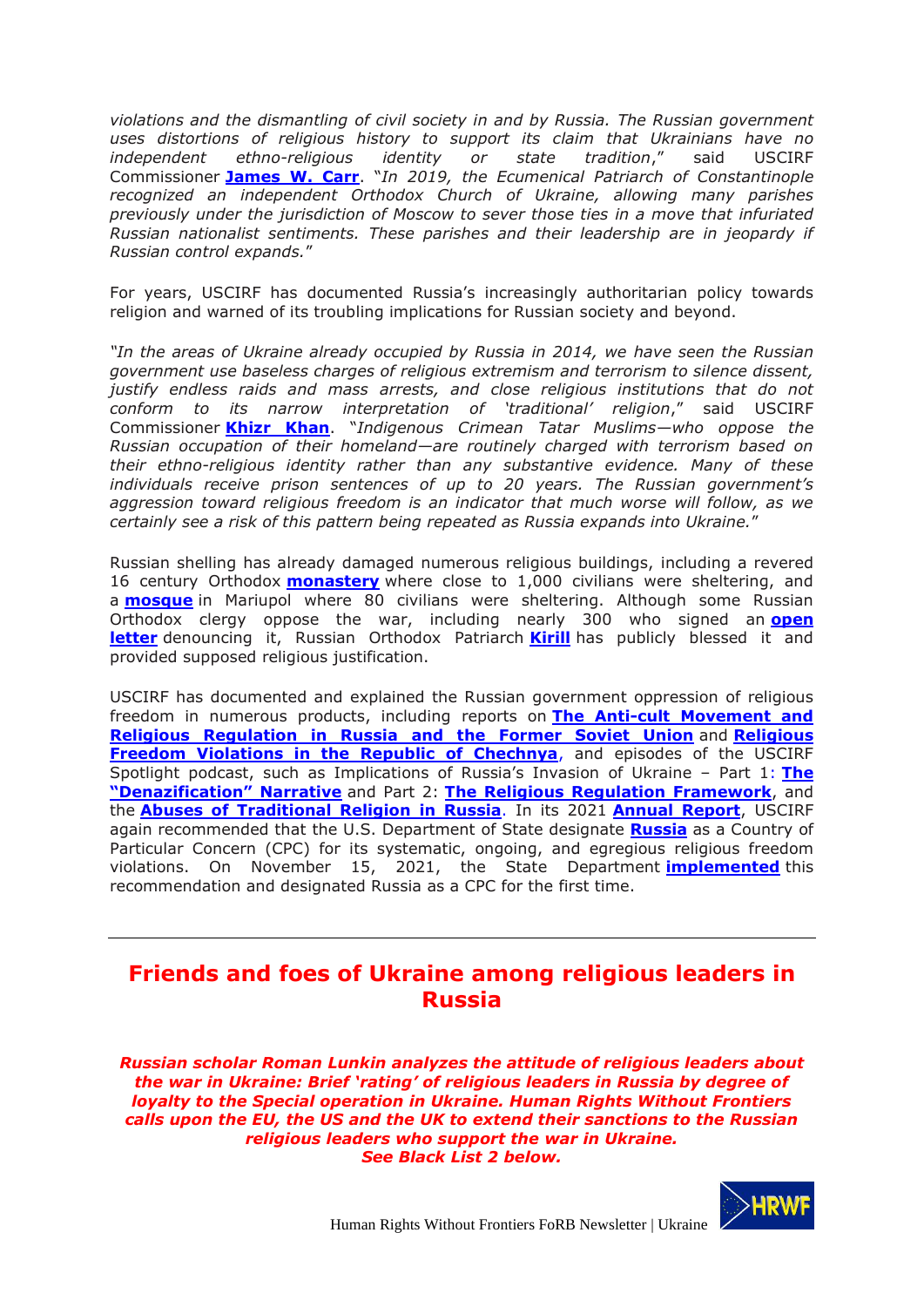*violations and the dismantling of civil society in and by Russia. The Russian government uses distortions of religious history to support its claim that Ukrainians have no independent ethno-religious identity or state tradition*," said USCIRF Commissioner **James W. Carr**. "*In 2019, the Ecumenical Patriarch of Constantinople recognized an independent Orthodox Church of Ukraine, allowing many parishes previously under the jurisdiction of Moscow to sever those ties in a move that infuriated Russian nationalist sentiments. These parishes and their leadership are in jeopardy if Russian control expands.*"

For years, USCIRF has documented Russia's increasingly authoritarian policy towards religion and warned of its troubling implications for Russian society and beyond.

*"In the areas of Ukraine already occupied by Russia in 2014, we have seen the Russian government use baseless charges of religious extremism and terrorism to silence dissent, justify endless raids and mass arrests, and close religious institutions that do not conform to its narrow interpretation of 'traditional' religion*," said USCIRF Commissioner **Khizr Khan**. "*Indigenous Crimean Tatar Muslims—who oppose the Russian occupation of their homeland—are routinely charged with terrorism based on their ethno-religious identity rather than any substantive evidence. Many of these individuals receive prison sentences of up to 20 years. The Russian government's aggression toward religious freedom is an indicator that much worse will follow, as we certainly see a risk of this pattern being repeated as Russia expands into Ukraine.*"

Russian shelling has already damaged numerous religious buildings, including a revered 16 century Orthodox **monastery** where close to 1,000 civilians were sheltering, and a **mosque** in Mariupol where 80 civilians were sheltering. Although some Russian Orthodox clergy oppose the war, including nearly 300 who signed an **open letter** denouncing it, Russian Orthodox Patriarch **Kirill** has publicly blessed it and provided supposed religious justification.

USCIRF has documented and explained the Russian government oppression of religious freedom in numerous products, including reports on **The Anti-cult Movement and Religious Regulation in Russia and the Former Soviet Union** and **Religious Freedom Violations in the Republic of Chechnya**, and episodes of the USCIRF Spotlight podcast, such as Implications of Russia's Invasion of Ukraine – Part 1: **The "Denazification" Narrative** and Part 2: **The Religious Regulation Framework**, and the **Abuses of Traditional Religion in Russia**. In its 2021 **Annual Report**, USCIRF again recommended that the U.S. Department of State designate **Russia** as a Country of Particular Concern (CPC) for its systematic, ongoing, and egregious religious freedom violations. On November 15, 2021, the State Department **implemented** this recommendation and designated Russia as a CPC for the first time.

---

## Friends and foes of Ukraine among religious leaders in Russia

***Russian scholar Roman Lunkin analyzes the attitude of religious leaders about the war in Ukraine: Brief 'rating' of religious leaders in Russia by degree of loyalty to the Special operation in Ukraine. Human Rights Without Frontiers calls upon the EU, the US and the UK to extend their sanctions to the Russian religious leaders who support the war in Ukraine.***
***See Black List 2 below.***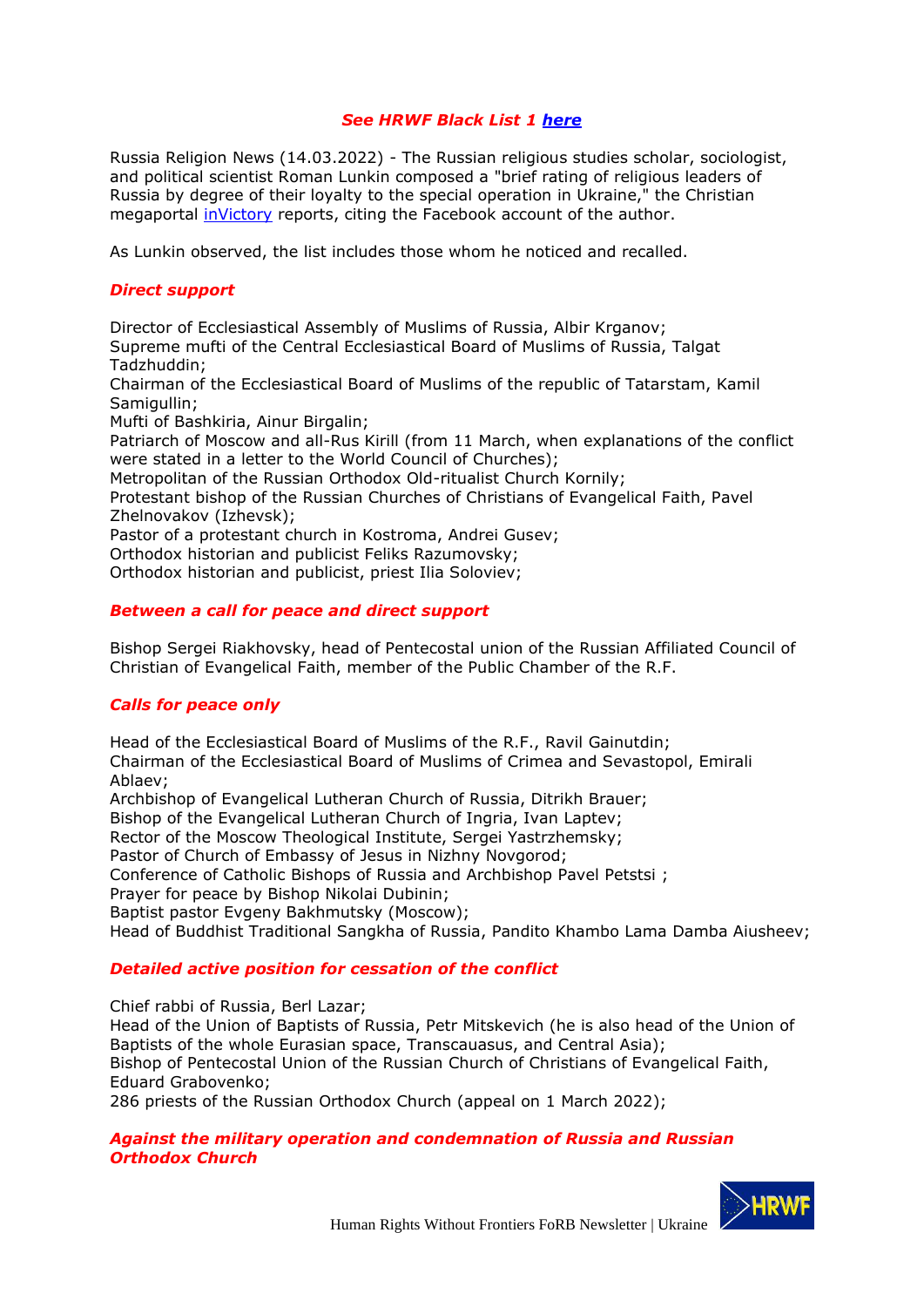***See HRWF Black List 1 [here](#)***

Russia Religion News (14.03.2022) - The Russian religious studies scholar, sociologist, and political scientist Roman Lunkin composed a "brief rating of religious leaders of Russia by degree of their loyalty to the special operation in Ukraine," the Christian megaportal [inVictory](#) reports, citing the Facebook account of the author.

As Lunkin observed, the list includes those whom he noticed and recalled.

***Direct support***

Director of Ecclesiastical Assembly of Muslims of Russia, Albir Krganov;
Supreme mufti of the Central Ecclesiastical Board of Muslims of Russia, Talgat Tadzhuddin;
Chairman of the Ecclesiastical Board of Muslims of the republic of Tatarstam, Kamil Samigullin;
Mufti of Bashkiria, Ainur Birgalin;
Patriarch of Moscow and all-Rus Kirill (from 11 March, when explanations of the conflict were stated in a letter to the World Council of Churches);
Metropolitan of the Russian Orthodox Old-ritualist Church Kornily;
Protestant bishop of the Russian Churches of Christians of Evangelical Faith, Pavel Zhelnovakov (Izhevsk);
Pastor of a protestant church in Kostroma, Andrei Gusev;
Orthodox historian and publicist Feliks Razumovsky;
Orthodox historian and publicist, priest Ilia Soloviev;

***Between a call for peace and direct support***

Bishop Sergei Riakhovsky, head of Pentecostal union of the Russian Affiliated Council of Christian of Evangelical Faith, member of the Public Chamber of the R.F.

***Calls for peace only***

Head of the Ecclesiastical Board of Muslims of the R.F., Ravil Gainutdin;
Chairman of the Ecclesiastical Board of Muslims of Crimea and Sevastopol, Emirali Ablaev;
Archbishop of Evangelical Lutheran Church of Russia, Ditrikh Brauer;
Bishop of the Evangelical Lutheran Church of Ingria, Ivan Laptev;
Rector of the Moscow Theological Institute, Sergei Yastrzhemsky;
Pastor of Church of Embassy of Jesus in Nizhny Novgorod;
Conference of Catholic Bishops of Russia and Archbishop Pavel Petstsi ;
Prayer for peace by Bishop Nikolai Dubinin;
Baptist pastor Evgeny Bakhmutsky (Moscow);
Head of Buddhist Traditional Sangkha of Russia, Pandito Khambo Lama Damba Aiusheev;

***Detailed active position for cessation of the conflict***

Chief rabbi of Russia, Berl Lazar;
Head of the Union of Baptists of Russia, Petr Mitskevich (he is also head of the Union of Baptists of the whole Eurasian space, Transcauasus, and Central Asia);
Bishop of Pentecostal Union of the Russian Church of Christians of Evangelical Faith, Eduard Grabovenko;
286 priests of the Russian Orthodox Church (appeal on 1 March 2022);

***Against the military operation and condemnation of Russia and Russian Orthodox Church***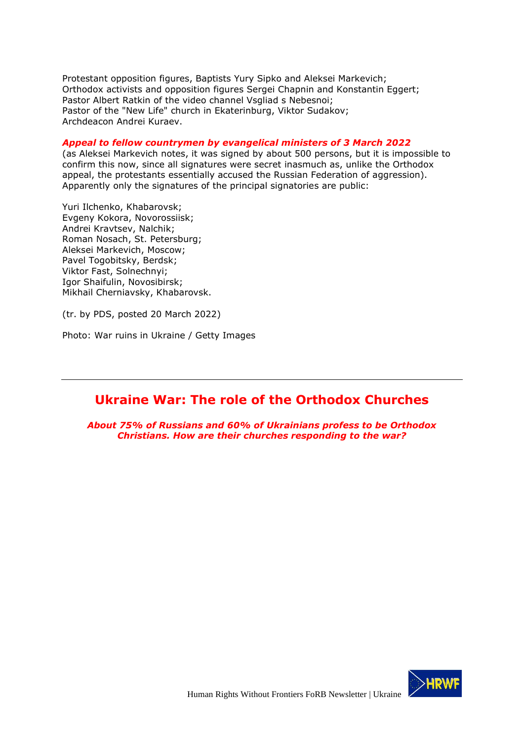Protestant opposition figures, Baptists Yury Sipko and Aleksei Markevich;
Orthodox activists and opposition figures Sergei Chapnin and Konstantin Eggert;
Pastor Albert Ratkin of the video channel Vsgliad s Nebesnoi;
Pastor of the "New Life" church in Ekaterinburg, Viktor Sudakov;
Archdeacon Andrei Kuraev.

***Appeal to fellow countrymen by evangelical ministers of 3 March 2022***
(as Aleksei Markevich notes, it was signed by about 500 persons, but it is impossible to confirm this now, since all signatures were secret inasmuch as, unlike the Orthodox appeal, the protestants essentially accused the Russian Federation of aggression). Apparently only the signatures of the principal signatories are public:

Yuri Ilchenko, Khabarovsk;
Evgeny Kokora, Novorossiisk;
Andrei Kravtsev, Nalchik;
Roman Nosach, St. Petersburg;
Aleksei Markevich, Moscow;
Pavel Togobitsky, Berdsk;
Viktor Fast, Solnechnyi;
Igor Shaifulin, Novosibirsk;
Mikhail Cherniavsky, Khabarovsk.

(tr. by PDS, posted 20 March 2022)

Photo: War ruins in Ukraine / Getty Images

---

## Ukraine War: The role of the Orthodox Churches

***About 75% of Russians and 60% of Ukrainians profess to be Orthodox Christians. How are their churches responding to the war?***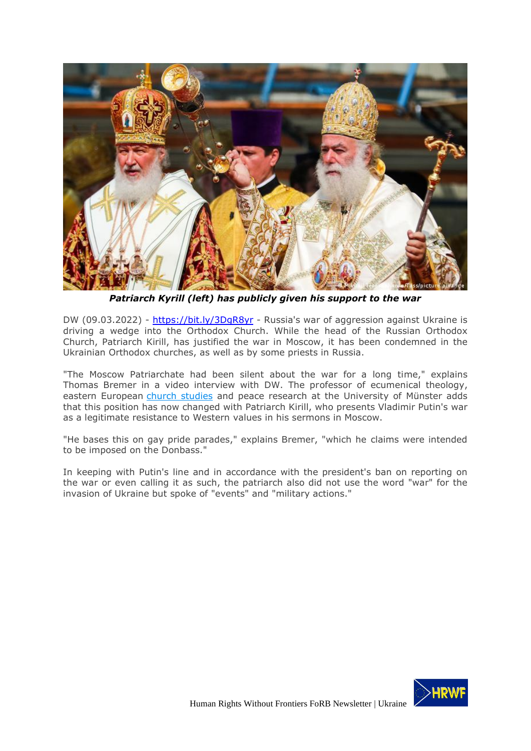*Patriarch Kyrill (left) has publicly given his support to the war*

DW (09.03.2022) - https://bit.ly/3DgR8yr - Russia's war of aggression against Ukraine is driving a wedge into the Orthodox Church. While the head of the Russian Orthodox Church, Patriarch Kirill, has justified the war in Moscow, it has been condemned in the Ukrainian Orthodox churches, as well as by some priests in Russia.

"The Moscow Patriarchate had been silent about the war for a long time," explains Thomas Bremer in a video interview with DW. The professor of ecumenical theology, eastern European church studies and peace research at the University of Münster adds that this position has now changed with Patriarch Kirill, who presents Vladimir Putin's war as a legitimate resistance to Western values in his sermons in Moscow.

"He bases this on gay pride parades," explains Bremer, "which he claims were intended to be imposed on the Donbass."

In keeping with Putin's line and in accordance with the president's ban on reporting on the war or even calling it as such, the patriarch also did not use the word "war" for the invasion of Ukraine but spoke of "events" and "military actions."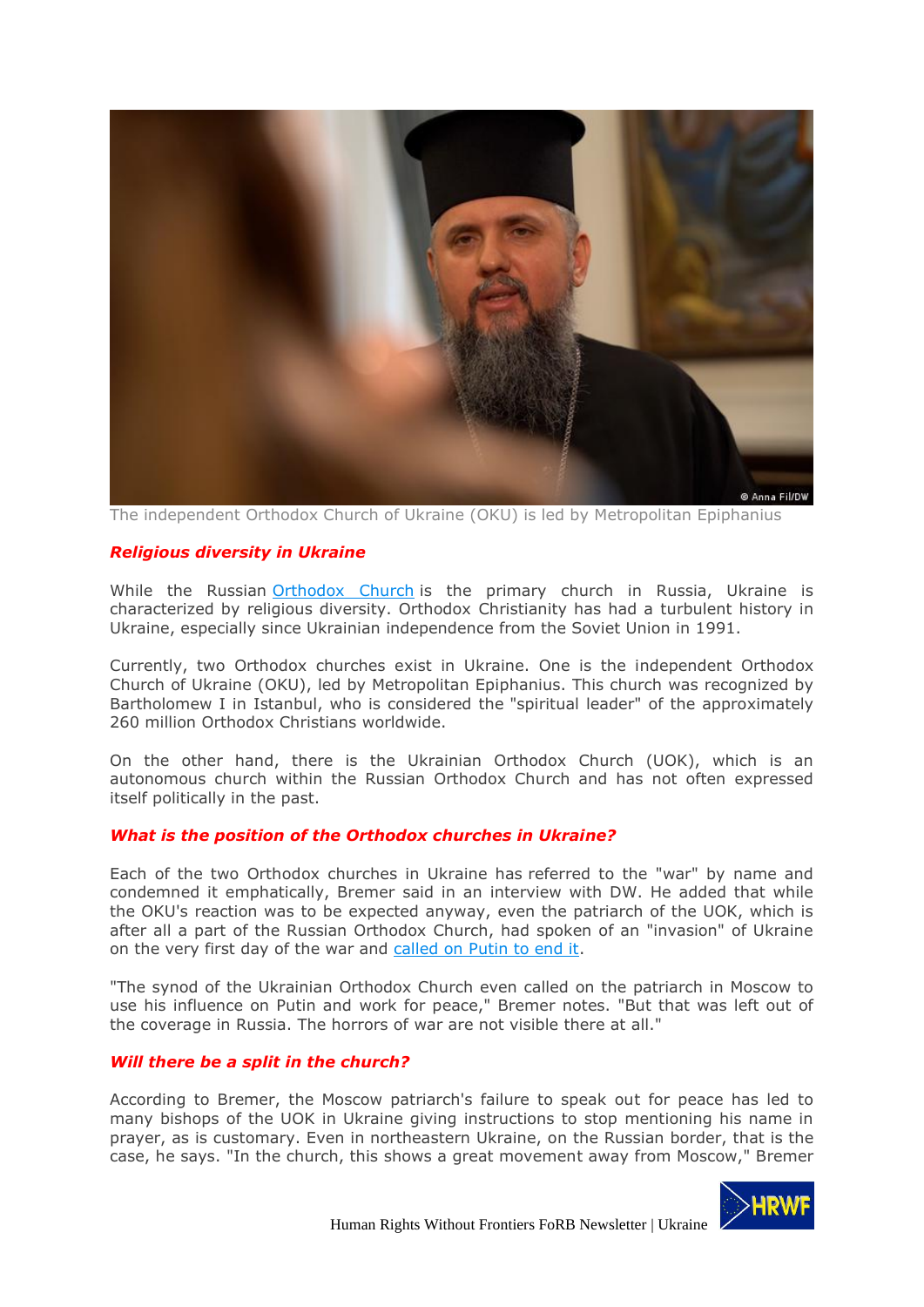The independent Orthodox Church of Ukraine (OKU) is led by Metropolitan Epiphanius

### *Religious diversity in Ukraine*

While the Russian Orthodox Church is the primary church in Russia, Ukraine is characterized by religious diversity. Orthodox Christianity has had a turbulent history in Ukraine, especially since Ukrainian independence from the Soviet Union in 1991.

Currently, two Orthodox churches exist in Ukraine. One is the independent Orthodox Church of Ukraine (OKU), led by Metropolitan Epiphanius. This church was recognized by Bartholomew I in Istanbul, who is considered the "spiritual leader" of the approximately 260 million Orthodox Christians worldwide.

On the other hand, there is the Ukrainian Orthodox Church (UOK), which is an autonomous church within the Russian Orthodox Church and has not often expressed itself politically in the past.

### *What is the position of the Orthodox churches in Ukraine?*

Each of the two Orthodox churches in Ukraine has referred to the "war" by name and condemned it emphatically, Bremer said in an interview with DW. He added that while the OKU's reaction was to be expected anyway, even the patriarch of the UOK, which is after all a part of the Russian Orthodox Church, had spoken of an "invasion" of Ukraine on the very first day of the war and called on Putin to end it.

"The synod of the Ukrainian Orthodox Church even called on the patriarch in Moscow to use his influence on Putin and work for peace," Bremer notes. "But that was left out of the coverage in Russia. The horrors of war are not visible there at all."

### *Will there be a split in the church?*

According to Bremer, the Moscow patriarch's failure to speak out for peace has led to many bishops of the UOK in Ukraine giving instructions to stop mentioning his name in prayer, as is customary. Even in northeastern Ukraine, on the Russian border, that is the case, he says. "In the church, this shows a great movement away from Moscow," Bremer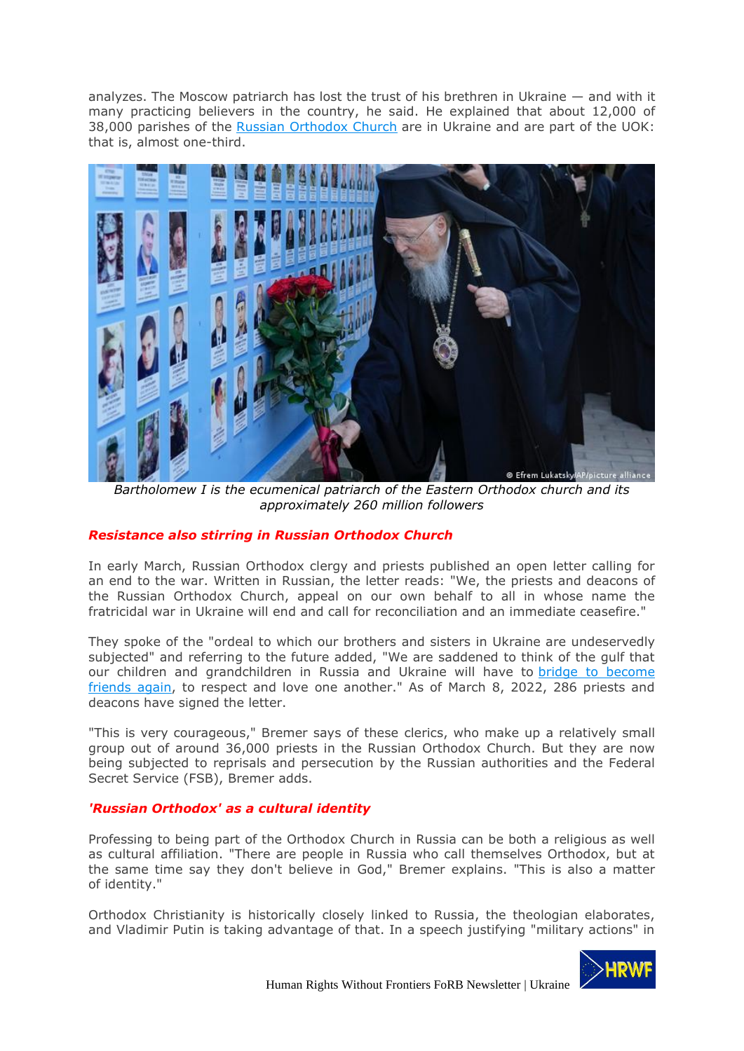analyzes. The Moscow patriarch has lost the trust of his brethren in Ukraine — and with it many practicing believers in the country, he said. He explained that about 12,000 of 38,000 parishes of the Russian Orthodox Church are in Ukraine and are part of the UOK: that is, almost one-third.

*Bartholomew I is the ecumenical patriarch of the Eastern Orthodox church and its approximately 260 million followers*

### *Resistance also stirring in Russian Orthodox Church*

In early March, Russian Orthodox clergy and priests published an open letter calling for an end to the war. Written in Russian, the letter reads: "We, the priests and deacons of the Russian Orthodox Church, appeal on our own behalf to all in whose name the fratricidal war in Ukraine will end and call for reconciliation and an immediate ceasefire."

They spoke of the "ordeal to which our brothers and sisters in Ukraine are undeservedly subjected" and referring to the future added, "We are saddened to think of the gulf that our children and grandchildren in Russia and Ukraine will have to bridge to become friends again, to respect and love one another." As of March 8, 2022, 286 priests and deacons have signed the letter.

"This is very courageous," Bremer says of these clerics, who make up a relatively small group out of around 36,000 priests in the Russian Orthodox Church. But they are now being subjected to reprisals and persecution by the Russian authorities and the Federal Secret Service (FSB), Bremer adds.

### *'Russian Orthodox' as a cultural identity*

Professing to being part of the Orthodox Church in Russia can be both a religious as well as cultural affiliation. "There are people in Russia who call themselves Orthodox, but at the same time say they don't believe in God," Bremer explains. "This is also a matter of identity."

Orthodox Christianity is historically closely linked to Russia, the theologian elaborates, and Vladimir Putin is taking advantage of that. In a speech justifying "military actions" in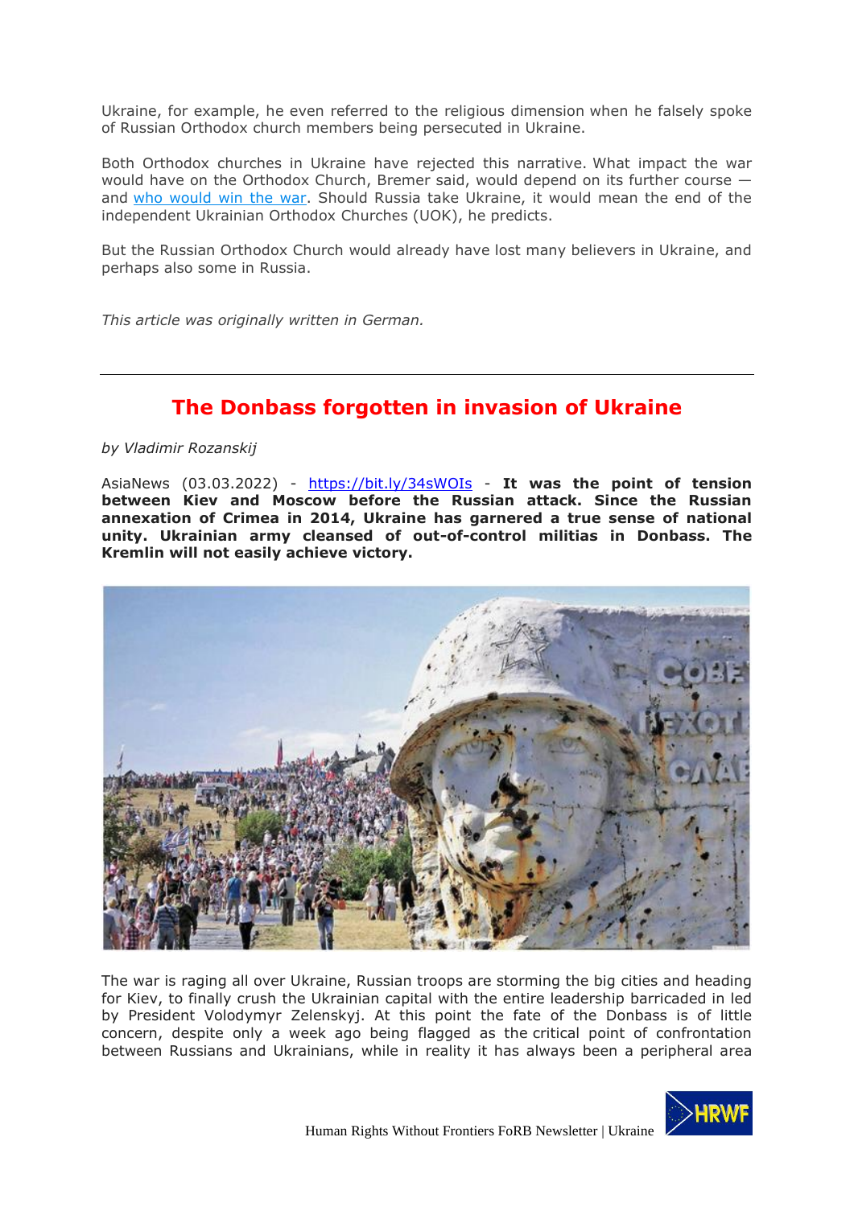Ukraine, for example, he even referred to the religious dimension when he falsely spoke of Russian Orthodox church members being persecuted in Ukraine.

Both Orthodox churches in Ukraine have rejected this narrative. What impact the war would have on the Orthodox Church, Bremer said, would depend on its further course — and [who would win the war](). Should Russia take Ukraine, it would mean the end of the independent Ukrainian Orthodox Churches (UOK), he predicts.

But the Russian Orthodox Church would already have lost many believers in Ukraine, and perhaps also some in Russia.

*This article was originally written in German.*

---

# The Donbass forgotten in invasion of Ukraine

*by Vladimir Rozanskij*

AsiaNews (03.03.2022) - [https://bit.ly/34sWOIs](https://bit.ly/34sWOIs) - **It was the point of tension between Kiev and Moscow before the Russian attack. Since the Russian annexation of Crimea in 2014, Ukraine has garnered a true sense of national unity. Ukrainian army cleansed of out-of-control militias in Donbass. The Kremlin will not easily achieve victory.**

The war is raging all over Ukraine, Russian troops are storming the big cities and heading for Kiev, to finally crush the Ukrainian capital with the entire leadership barricaded in led by President Volodymyr Zelenskyj. At this point the fate of the Donbass is of little concern, despite only a week ago being flagged as the critical point of confrontation between Russians and Ukrainians, while in reality it has always been a peripheral area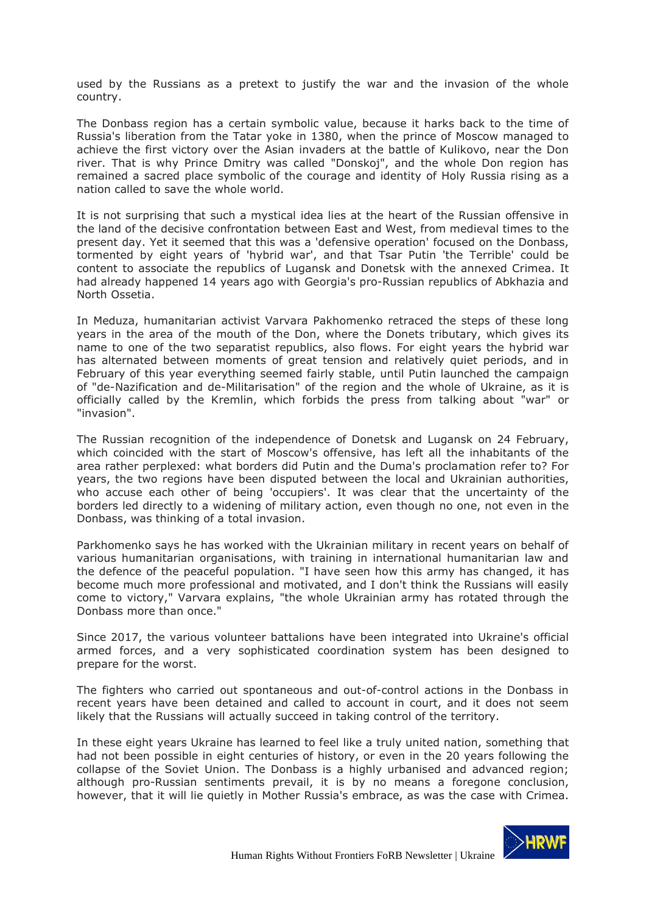used by the Russians as a pretext to justify the war and the invasion of the whole country.

The Donbass region has a certain symbolic value, because it harks back to the time of Russia's liberation from the Tatar yoke in 1380, when the prince of Moscow managed to achieve the first victory over the Asian invaders at the battle of Kulikovo, near the Don river. That is why Prince Dmitry was called "Donskoj", and the whole Don region has remained a sacred place symbolic of the courage and identity of Holy Russia rising as a nation called to save the whole world.

It is not surprising that such a mystical idea lies at the heart of the Russian offensive in the land of the decisive confrontation between East and West, from medieval times to the present day. Yet it seemed that this was a 'defensive operation' focused on the Donbass, tormented by eight years of 'hybrid war', and that Tsar Putin 'the Terrible' could be content to associate the republics of Lugansk and Donetsk with the annexed Crimea. It had already happened 14 years ago with Georgia's pro-Russian republics of Abkhazia and North Ossetia.

In Meduza, humanitarian activist Varvara Pakhomenko retraced the steps of these long years in the area of the mouth of the Don, where the Donets tributary, which gives its name to one of the two separatist republics, also flows. For eight years the hybrid war has alternated between moments of great tension and relatively quiet periods, and in February of this year everything seemed fairly stable, until Putin launched the campaign of "de-Nazification and de-Militarisation" of the region and the whole of Ukraine, as it is officially called by the Kremlin, which forbids the press from talking about "war" or "invasion".

The Russian recognition of the independence of Donetsk and Lugansk on 24 February, which coincided with the start of Moscow's offensive, has left all the inhabitants of the area rather perplexed: what borders did Putin and the Duma's proclamation refer to? For years, the two regions have been disputed between the local and Ukrainian authorities, who accuse each other of being 'occupiers'. It was clear that the uncertainty of the borders led directly to a widening of military action, even though no one, not even in the Donbass, was thinking of a total invasion.

Parkhomenko says he has worked with the Ukrainian military in recent years on behalf of various humanitarian organisations, with training in international humanitarian law and the defence of the peaceful population. "I have seen how this army has changed, it has become much more professional and motivated, and I don't think the Russians will easily come to victory," Varvara explains, "the whole Ukrainian army has rotated through the Donbass more than once."

Since 2017, the various volunteer battalions have been integrated into Ukraine's official armed forces, and a very sophisticated coordination system has been designed to prepare for the worst.

The fighters who carried out spontaneous and out-of-control actions in the Donbass in recent years have been detained and called to account in court, and it does not seem likely that the Russians will actually succeed in taking control of the territory.

In these eight years Ukraine has learned to feel like a truly united nation, something that had not been possible in eight centuries of history, or even in the 20 years following the collapse of the Soviet Union. The Donbass is a highly urbanised and advanced region; although pro-Russian sentiments prevail, it is by no means a foregone conclusion, however, that it will lie quietly in Mother Russia's embrace, as was the case with Crimea.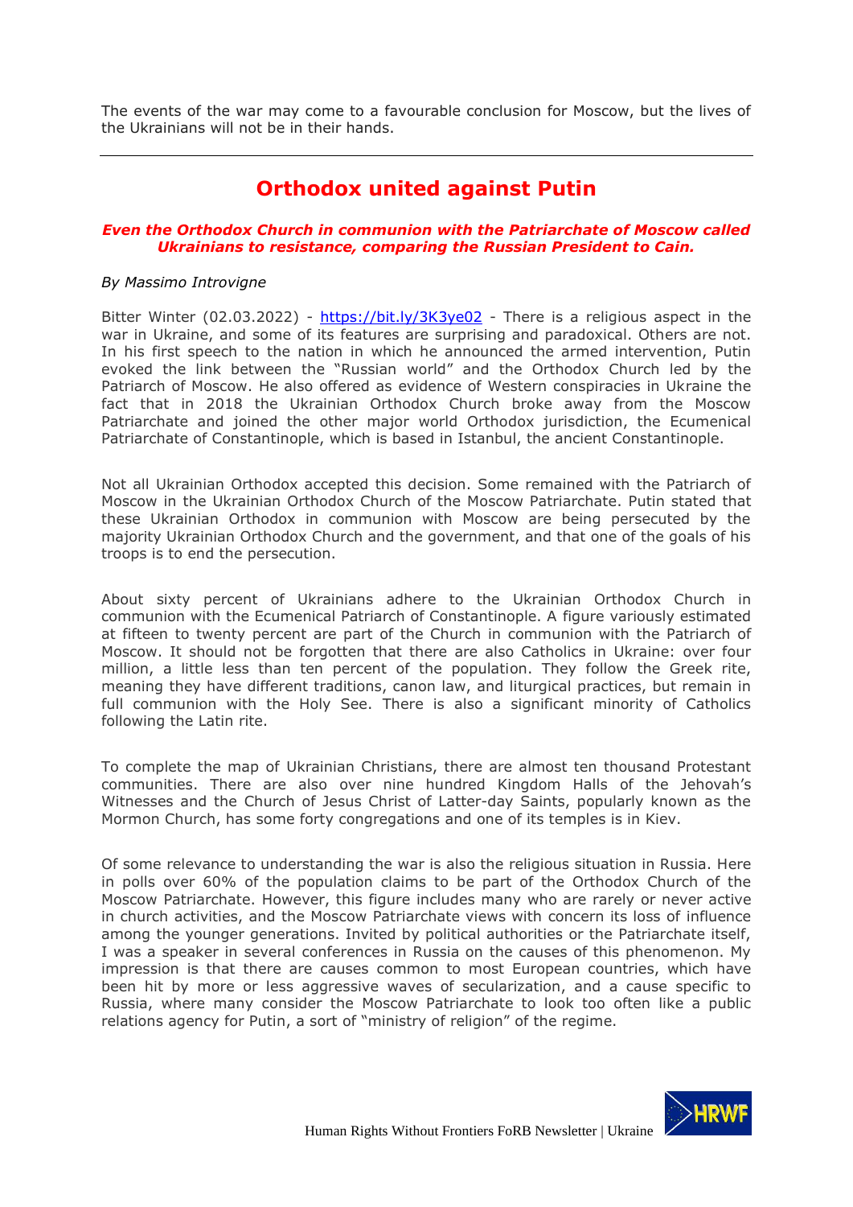The events of the war may come to a favourable conclusion for Moscow, but the lives of the Ukrainians will not be in their hands.

---

# Orthodox united against Putin

***Even the Orthodox Church in communion with the Patriarchate of Moscow called Ukrainians to resistance, comparing the Russian President to Cain.***

*By Massimo Introvigne*

Bitter Winter (02.03.2022) - https://bit.ly/3K3ye02 - There is a religious aspect in the war in Ukraine, and some of its features are surprising and paradoxical. Others are not. In his first speech to the nation in which he announced the armed intervention, Putin evoked the link between the "Russian world" and the Orthodox Church led by the Patriarch of Moscow. He also offered as evidence of Western conspiracies in Ukraine the fact that in 2018 the Ukrainian Orthodox Church broke away from the Moscow Patriarchate and joined the other major world Orthodox jurisdiction, the Ecumenical Patriarchate of Constantinople, which is based in Istanbul, the ancient Constantinople.

Not all Ukrainian Orthodox accepted this decision. Some remained with the Patriarch of Moscow in the Ukrainian Orthodox Church of the Moscow Patriarchate. Putin stated that these Ukrainian Orthodox in communion with Moscow are being persecuted by the majority Ukrainian Orthodox Church and the government, and that one of the goals of his troops is to end the persecution.

About sixty percent of Ukrainians adhere to the Ukrainian Orthodox Church in communion with the Ecumenical Patriarch of Constantinople. A figure variously estimated at fifteen to twenty percent are part of the Church in communion with the Patriarch of Moscow. It should not be forgotten that there are also Catholics in Ukraine: over four million, a little less than ten percent of the population. They follow the Greek rite, meaning they have different traditions, canon law, and liturgical practices, but remain in full communion with the Holy See. There is also a significant minority of Catholics following the Latin rite.

To complete the map of Ukrainian Christians, there are almost ten thousand Protestant communities. There are also over nine hundred Kingdom Halls of the Jehovah's Witnesses and the Church of Jesus Christ of Latter-day Saints, popularly known as the Mormon Church, has some forty congregations and one of its temples is in Kiev.

Of some relevance to understanding the war is also the religious situation in Russia. Here in polls over 60% of the population claims to be part of the Orthodox Church of the Moscow Patriarchate. However, this figure includes many who are rarely or never active in church activities, and the Moscow Patriarchate views with concern its loss of influence among the younger generations. Invited by political authorities or the Patriarchate itself, I was a speaker in several conferences in Russia on the causes of this phenomenon. My impression is that there are causes common to most European countries, which have been hit by more or less aggressive waves of secularization, and a cause specific to Russia, where many consider the Moscow Patriarchate to look too often like a public relations agency for Putin, a sort of "ministry of religion" of the regime.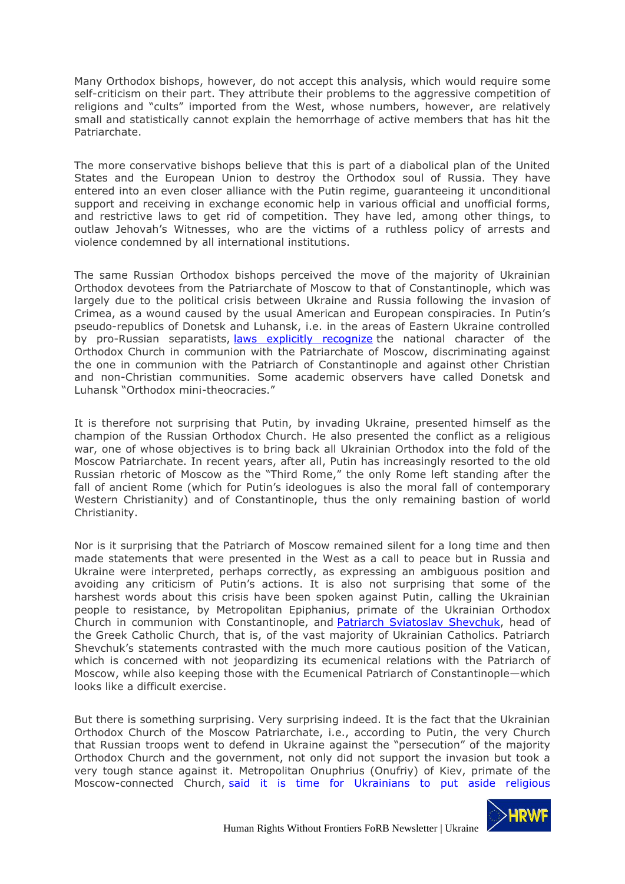Many Orthodox bishops, however, do not accept this analysis, which would require some self-criticism on their part. They attribute their problems to the aggressive competition of religions and "cults" imported from the West, whose numbers, however, are relatively small and statistically cannot explain the hemorrhage of active members that has hit the Patriarchate.

The more conservative bishops believe that this is part of a diabolical plan of the United States and the European Union to destroy the Orthodox soul of Russia. They have entered into an even closer alliance with the Putin regime, guaranteeing it unconditional support and receiving in exchange economic help in various official and unofficial forms, and restrictive laws to get rid of competition. They have led, among other things, to outlaw Jehovah's Witnesses, who are the victims of a ruthless policy of arrests and violence condemned by all international institutions.

The same Russian Orthodox bishops perceived the move of the majority of Ukrainian Orthodox devotees from the Patriarchate of Moscow to that of Constantinople, which was largely due to the political crisis between Ukraine and Russia following the invasion of Crimea, as a wound caused by the usual American and European conspiracies. In Putin's pseudo-republics of Donetsk and Luhansk, i.e. in the areas of Eastern Ukraine controlled by pro-Russian separatists, laws explicitly recognize the national character of the Orthodox Church in communion with the Patriarchate of Moscow, discriminating against the one in communion with the Patriarch of Constantinople and against other Christian and non-Christian communities. Some academic observers have called Donetsk and Luhansk "Orthodox mini-theocracies."

It is therefore not surprising that Putin, by invading Ukraine, presented himself as the champion of the Russian Orthodox Church. He also presented the conflict as a religious war, one of whose objectives is to bring back all Ukrainian Orthodox into the fold of the Moscow Patriarchate. In recent years, after all, Putin has increasingly resorted to the old Russian rhetoric of Moscow as the "Third Rome," the only Rome left standing after the fall of ancient Rome (which for Putin's ideologues is also the moral fall of contemporary Western Christianity) and of Constantinople, thus the only remaining bastion of world Christianity.

Nor is it surprising that the Patriarch of Moscow remained silent for a long time and then made statements that were presented in the West as a call to peace but in Russia and Ukraine were interpreted, perhaps correctly, as expressing an ambiguous position and avoiding any criticism of Putin's actions. It is also not surprising that some of the harshest words about this crisis have been spoken against Putin, calling the Ukrainian people to resistance, by Metropolitan Epiphanius, primate of the Ukrainian Orthodox Church in communion with Constantinople, and Patriarch Sviatoslav Shevchuk, head of the Greek Catholic Church, that is, of the vast majority of Ukrainian Catholics. Patriarch Shevchuk's statements contrasted with the much more cautious position of the Vatican, which is concerned with not jeopardizing its ecumenical relations with the Patriarch of Moscow, while also keeping those with the Ecumenical Patriarch of Constantinople—which looks like a difficult exercise.

But there is something surprising. Very surprising indeed. It is the fact that the Ukrainian Orthodox Church of the Moscow Patriarchate, i.e., according to Putin, the very Church that Russian troops went to defend in Ukraine against the "persecution" of the majority Orthodox Church and the government, not only did not support the invasion but took a very tough stance against it. Metropolitan Onuphrius (Onufriy) of Kiev, primate of the Moscow-connected Church, said it is time for Ukrainians to put aside religious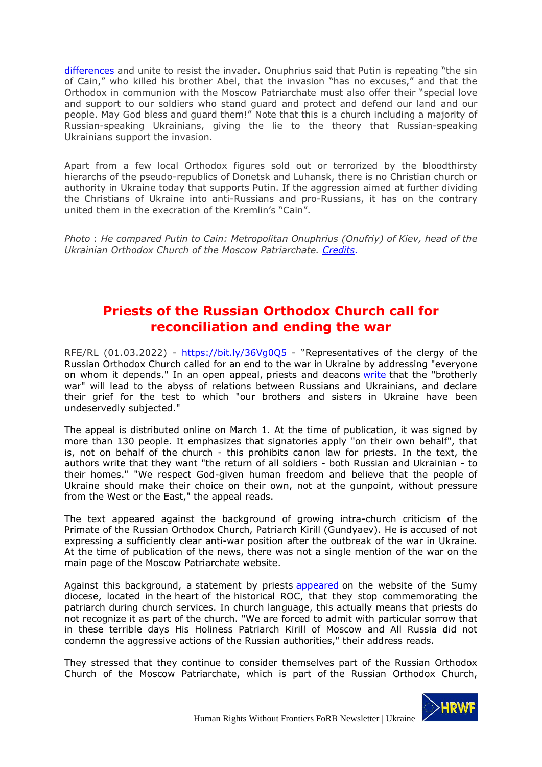differences and unite to resist the invader. Onuphrius said that Putin is repeating "the sin of Cain," who killed his brother Abel, that the invasion "has no excuses," and that the Orthodox in communion with the Moscow Patriarchate must also offer their "special love and support to our soldiers who stand guard and protect and defend our land and our people. May God bless and guard them!" Note that this is a church including a majority of Russian-speaking Ukrainians, giving the lie to the theory that Russian-speaking Ukrainians support the invasion.

Apart from a few local Orthodox figures sold out or terrorized by the bloodthirsty hierarchs of the pseudo-republics of Donetsk and Luhansk, there is no Christian church or authority in Ukraine today that supports Putin. If the aggression aimed at further dividing the Christians of Ukraine into anti-Russians and pro-Russians, it has on the contrary united them in the execration of the Kremlin's "Cain".

*Photo* : *He compared Putin to Cain: Metropolitan Onuphrius (Onufriy) of Kiev, head of the Ukrainian Orthodox Church of the Moscow Patriarchate. Credits.*

---

## Priests of the Russian Orthodox Church call for reconciliation and ending the war

RFE/RL (01.03.2022) - https://bit.ly/36Vg0Q5 - "Representatives of the clergy of the Russian Orthodox Church called for an end to the war in Ukraine by addressing "everyone on whom it depends." In an open appeal, priests and deacons write that the "brotherly war" will lead to the abyss of relations between Russians and Ukrainians, and declare their grief for the test to which "our brothers and sisters in Ukraine have been undeservedly subjected."

The appeal is distributed online on March 1. At the time of publication, it was signed by more than 130 people. It emphasizes that signatories apply "on their own behalf", that is, not on behalf of the church - this prohibits canon law for priests. In the text, the authors write that they want "the return of all soldiers - both Russian and Ukrainian - to their homes." "We respect God-given human freedom and believe that the people of Ukraine should make their choice on their own, not at the gunpoint, without pressure from the West or the East," the appeal reads.

The text appeared against the background of growing intra-church criticism of the Primate of the Russian Orthodox Church, Patriarch Kirill (Gundyaev). He is accused of not expressing a sufficiently clear anti-war position after the outbreak of the war in Ukraine. At the time of publication of the news, there was not a single mention of the war on the main page of the Moscow Patriarchate website.

Against this background, a statement by priests appeared on the website of the Sumy diocese, located in the heart of the historical ROC, that they stop commemorating the patriarch during church services. In church language, this actually means that priests do not recognize it as part of the church. "We are forced to admit with particular sorrow that in these terrible days His Holiness Patriarch Kirill of Moscow and All Russia did not condemn the aggressive actions of the Russian authorities," their address reads.

They stressed that they continue to consider themselves part of the Russian Orthodox Church of the Moscow Patriarchate, which is part of the Russian Orthodox Church,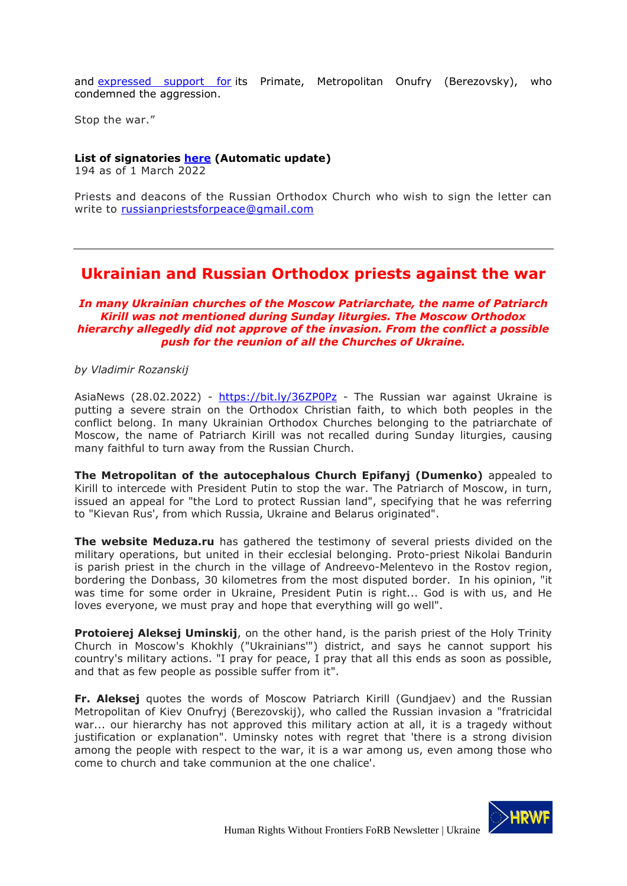and [expressed support for](#) its Primate, Metropolitan Onufry (Berezovsky), who condemned the aggression.

Stop the war."

**List of signatories [here](#) (Automatic update)**
194 as of 1 March 2022

Priests and deacons of the Russian Orthodox Church who wish to sign the letter can write to [russianpriestsforpeace@gmail.com](mailto:russianpriestsforpeace@gmail.com)

---

## Ukrainian and Russian Orthodox priests against the war

***In many Ukrainian churches of the Moscow Patriarchate, the name of Patriarch Kirill was not mentioned during Sunday liturgies. The Moscow Orthodox hierarchy allegedly did not approve of the invasion. From the conflict a possible push for the reunion of all the Churches of Ukraine.***

*by Vladimir Rozanskij*

AsiaNews (28.02.2022) - [https://bit.ly/36ZP0Pz](https://bit.ly/36ZP0Pz) - The Russian war against Ukraine is putting a severe strain on the Orthodox Christian faith, to which both peoples in the conflict belong. In many Ukrainian Orthodox Churches belonging to the patriarchate of Moscow, the name of Patriarch Kirill was not recalled during Sunday liturgies, causing many faithful to turn away from the Russian Church.

**The Metropolitan of the autocephalous Church Epifanyj (Dumenko)** appealed to Kirill to intercede with President Putin to stop the war. The Patriarch of Moscow, in turn, issued an appeal for "the Lord to protect Russian land", specifying that he was referring to "Kievan Rus', from which Russia, Ukraine and Belarus originated".

**The website Meduza.ru** has gathered the testimony of several priests divided on the military operations, but united in their ecclesial belonging. Proto-priest Nikolai Bandurin is parish priest in the church in the village of Andreevo-Melentevo in the Rostov region, bordering the Donbass, 30 kilometres from the most disputed border. In his opinion, "it was time for some order in Ukraine, President Putin is right... God is with us, and He loves everyone, we must pray and hope that everything will go well".

**Protoierej Aleksej Uminskij**, on the other hand, is the parish priest of the Holy Trinity Church in Moscow's Khokhly ("Ukrainians'") district, and says he cannot support his country's military actions. "I pray for peace, I pray that all this ends as soon as possible, and that as few people as possible suffer from it".

**Fr. Aleksej** quotes the words of Moscow Patriarch Kirill (Gundjaev) and the Russian Metropolitan of Kiev Onufryj (Berezovskij), who called the Russian invasion a "fratricidal war... our hierarchy has not approved this military action at all, it is a tragedy without justification or explanation". Uminsky notes with regret that 'there is a strong division among the people with respect to the war, it is a war among us, even among those who come to church and take communion at the one chalice'.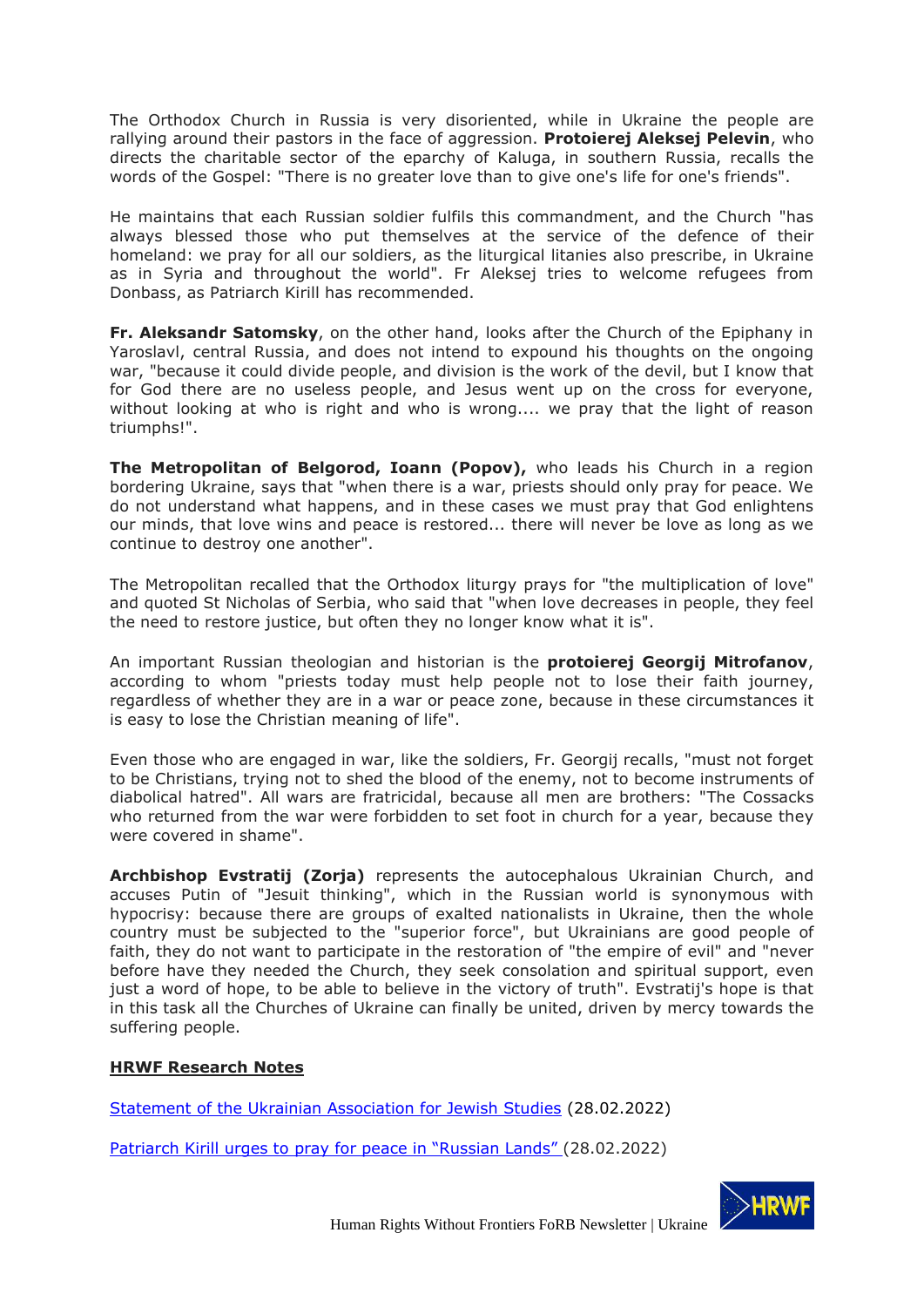The Orthodox Church in Russia is very disoriented, while in Ukraine the people are rallying around their pastors in the face of aggression. **Protoierej Aleksej Pelevin**, who directs the charitable sector of the eparchy of Kaluga, in southern Russia, recalls the words of the Gospel: "There is no greater love than to give one's life for one's friends".

He maintains that each Russian soldier fulfils this commandment, and the Church "has always blessed those who put themselves at the service of the defence of their homeland: we pray for all our soldiers, as the liturgical litanies also prescribe, in Ukraine as in Syria and throughout the world". Fr Aleksej tries to welcome refugees from Donbass, as Patriarch Kirill has recommended.

**Fr. Aleksandr Satomsky**, on the other hand, looks after the Church of the Epiphany in Yaroslavl, central Russia, and does not intend to expound his thoughts on the ongoing war, "because it could divide people, and division is the work of the devil, but I know that for God there are no useless people, and Jesus went up on the cross for everyone, without looking at who is right and who is wrong.... we pray that the light of reason triumphs!".

**The Metropolitan of Belgorod, Ioann (Popov),** who leads his Church in a region bordering Ukraine, says that "when there is a war, priests should only pray for peace. We do not understand what happens, and in these cases we must pray that God enlightens our minds, that love wins and peace is restored... there will never be love as long as we continue to destroy one another".

The Metropolitan recalled that the Orthodox liturgy prays for "the multiplication of love" and quoted St Nicholas of Serbia, who said that "when love decreases in people, they feel the need to restore justice, but often they no longer know what it is".

An important Russian theologian and historian is the **protoierej Georgij Mitrofanov**, according to whom "priests today must help people not to lose their faith journey, regardless of whether they are in a war or peace zone, because in these circumstances it is easy to lose the Christian meaning of life".

Even those who are engaged in war, like the soldiers, Fr. Georgij recalls, "must not forget to be Christians, trying not to shed the blood of the enemy, not to become instruments of diabolical hatred". All wars are fratricidal, because all men are brothers: "The Cossacks who returned from the war were forbidden to set foot in church for a year, because they were covered in shame".

**Archbishop Evstratij (Zorja)** represents the autocephalous Ukrainian Church, and accuses Putin of "Jesuit thinking", which in the Russian world is synonymous with hypocrisy: because there are groups of exalted nationalists in Ukraine, then the whole country must be subjected to the "superior force", but Ukrainians are good people of faith, they do not want to participate in the restoration of "the empire of evil" and "never before have they needed the Church, they seek consolation and spiritual support, even just a word of hope, to be able to believe in the victory of truth". Evstratij's hope is that in this task all the Churches of Ukraine can finally be united, driven by mercy towards the suffering people.

**HRWF Research Notes**

Statement of the Ukrainian Association for Jewish Studies (28.02.2022)

Patriarch Kirill urges to pray for peace in "Russian Lands" (28.02.2022)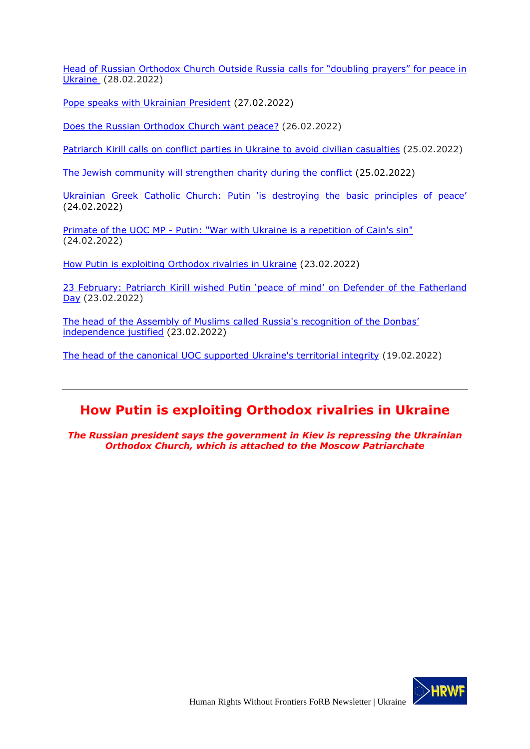Head of Russian Orthodox Church Outside Russia calls for “doubling prayers” for peace in Ukraine (28.02.2022)

Pope speaks with Ukrainian President (27.02.2022)

Does the Russian Orthodox Church want peace? (26.02.2022)

Patriarch Kirill calls on conflict parties in Ukraine to avoid civilian casualties (25.02.2022)

The Jewish community will strengthen charity during the conflict (25.02.2022)

Ukrainian Greek Catholic Church: Putin ‘is destroying the basic principles of peace’ (24.02.2022)

Primate of the UOC MP - Putin: "War with Ukraine is a repetition of Cain's sin" (24.02.2022)

How Putin is exploiting Orthodox rivalries in Ukraine (23.02.2022)

23 February: Patriarch Kirill wished Putin ‘peace of mind’ on Defender of the Fatherland Day (23.02.2022)

The head of the Assembly of Muslims called Russia's recognition of the Donbas’ independence justified (23.02.2022)

The head of the canonical UOC supported Ukraine's territorial integrity (19.02.2022)

---

## How Putin is exploiting Orthodox rivalries in Ukraine

***The Russian president says the government in Kiev is repressing the Ukrainian Orthodox Church, which is attached to the Moscow Patriarchate***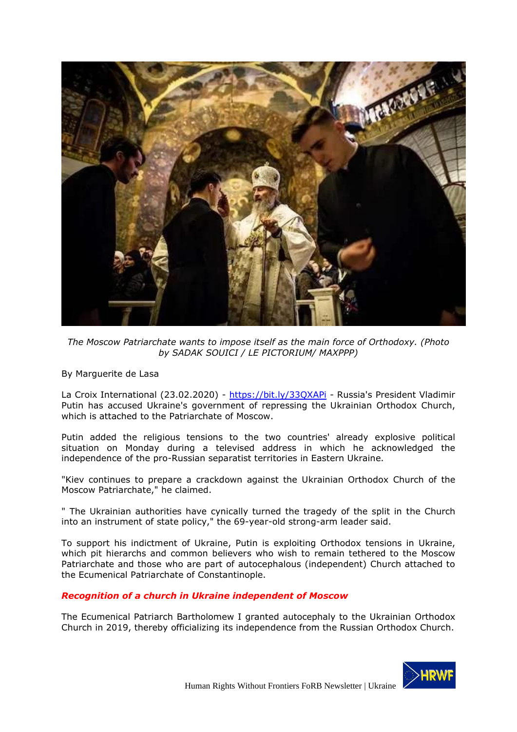*The Moscow Patriarchate wants to impose itself as the main force of Orthodoxy. (Photo by SADAK SOUICI / LE PICTORIUM/ MAXPPP)*

By Marguerite de Lasa

La Croix International (23.02.2020) - https://bit.ly/33QXAPi - Russia's President Vladimir Putin has accused Ukraine's government of repressing the Ukrainian Orthodox Church, which is attached to the Patriarchate of Moscow.

Putin added the religious tensions to the two countries' already explosive political situation on Monday during a televised address in which he acknowledged the independence of the pro-Russian separatist territories in Eastern Ukraine.

"Kiev continues to prepare a crackdown against the Ukrainian Orthodox Church of the Moscow Patriarchate," he claimed.

" The Ukrainian authorities have cynically turned the tragedy of the split in the Church into an instrument of state policy," the 69-year-old strong-arm leader said.

To support his indictment of Ukraine, Putin is exploiting Orthodox tensions in Ukraine, which pit hierarchs and common believers who wish to remain tethered to the Moscow Patriarchate and those who are part of autocephalous (independent) Church attached to the Ecumenical Patriarchate of Constantinople.

### Recognition of a church in Ukraine independent of Moscow

The Ecumenical Patriarch Bartholomew I granted autocephaly to the Ukrainian Orthodox Church in 2019, thereby officializing its independence from the Russian Orthodox Church.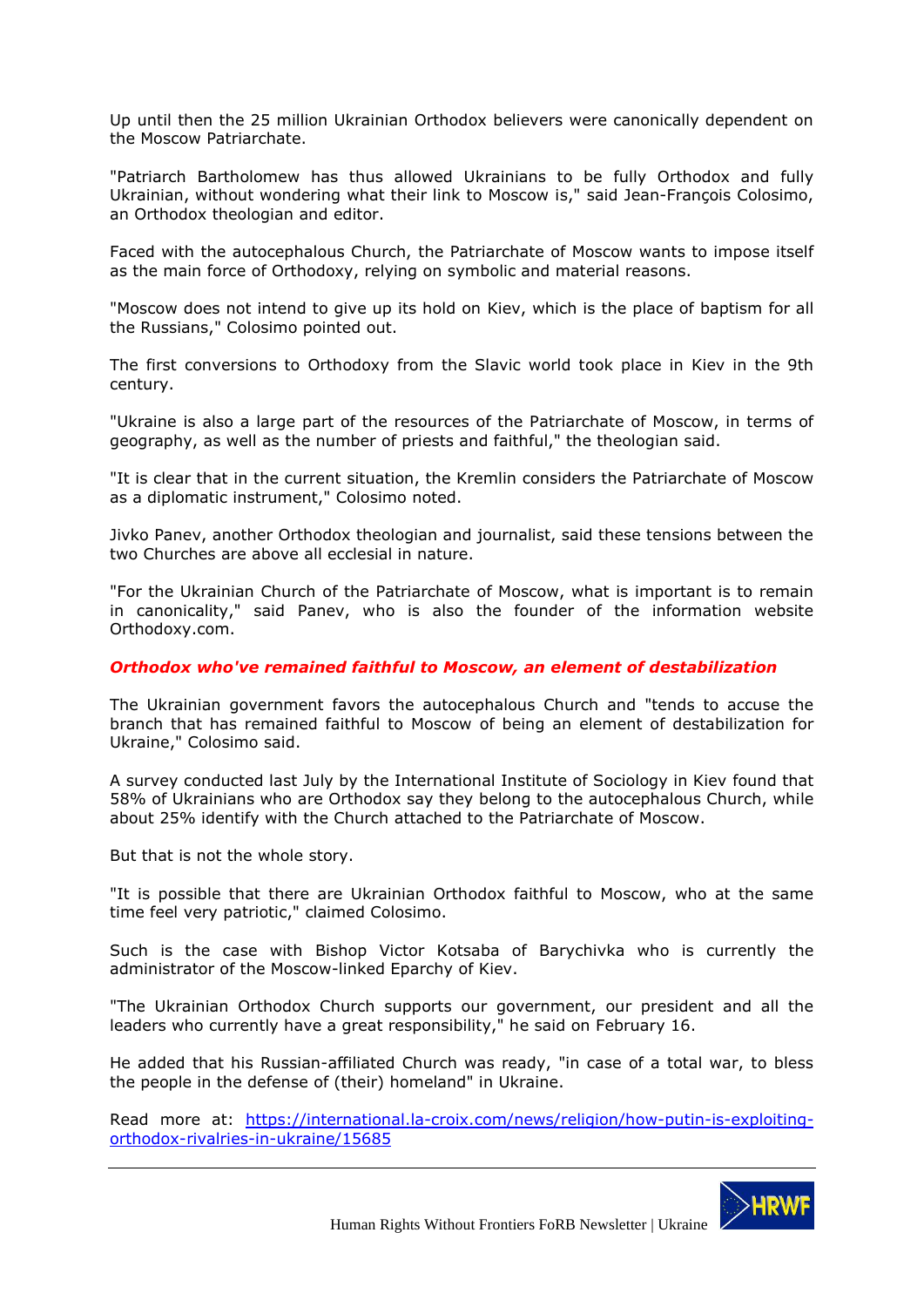Up until then the 25 million Ukrainian Orthodox believers were canonically dependent on the Moscow Patriarchate.

"Patriarch Bartholomew has thus allowed Ukrainians to be fully Orthodox and fully Ukrainian, without wondering what their link to Moscow is," said Jean-François Colosimo, an Orthodox theologian and editor.

Faced with the autocephalous Church, the Patriarchate of Moscow wants to impose itself as the main force of Orthodoxy, relying on symbolic and material reasons.

"Moscow does not intend to give up its hold on Kiev, which is the place of baptism for all the Russians," Colosimo pointed out.

The first conversions to Orthodoxy from the Slavic world took place in Kiev in the 9th century.

"Ukraine is also a large part of the resources of the Patriarchate of Moscow, in terms of geography, as well as the number of priests and faithful," the theologian said.

"It is clear that in the current situation, the Kremlin considers the Patriarchate of Moscow as a diplomatic instrument," Colosimo noted.

Jivko Panev, another Orthodox theologian and journalist, said these tensions between the two Churches are above all ecclesial in nature.

"For the Ukrainian Church of the Patriarchate of Moscow, what is important is to remain in canonicality," said Panev, who is also the founder of the information website Orthodoxy.com.

***Orthodox who've remained faithful to Moscow, an element of destabilization***

The Ukrainian government favors the autocephalous Church and "tends to accuse the branch that has remained faithful to Moscow of being an element of destabilization for Ukraine," Colosimo said.

A survey conducted last July by the International Institute of Sociology in Kiev found that 58% of Ukrainians who are Orthodox say they belong to the autocephalous Church, while about 25% identify with the Church attached to the Patriarchate of Moscow.

But that is not the whole story.

"It is possible that there are Ukrainian Orthodox faithful to Moscow, who at the same time feel very patriotic," claimed Colosimo.

Such is the case with Bishop Victor Kotsaba of Barychivka who is currently the administrator of the Moscow-linked Eparchy of Kiev.

"The Ukrainian Orthodox Church supports our government, our president and all the leaders who currently have a great responsibility," he said on February 16.

He added that his Russian-affiliated Church was ready, "in case of a total war, to bless the people in the defense of (their) homeland" in Ukraine.

Read more at: [https://international.la-croix.com/news/religion/how-putin-is-exploiting-orthodox-rivalries-in-ukraine/15685](https://international.la-croix.com/news/religion/how-putin-is-exploiting-orthodox-rivalries-in-ukraine/15685)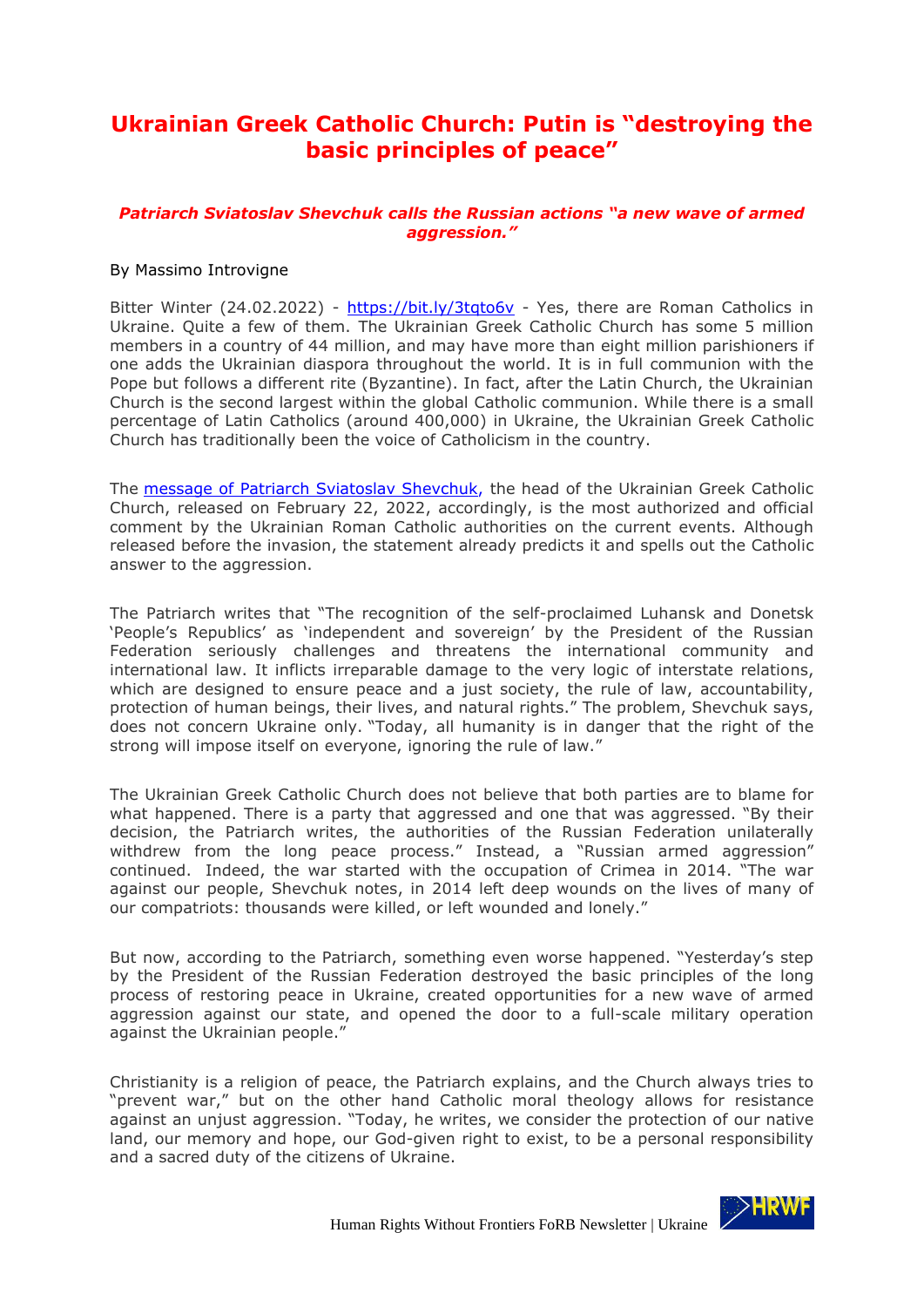# Ukrainian Greek Catholic Church: Putin is "destroying the basic principles of peace"

***Patriarch Sviatoslav Shevchuk calls the Russian actions "a new wave of armed aggression."***

By Massimo Introvigne

Bitter Winter (24.02.2022) - https://bit.ly/3tqto6v - Yes, there are Roman Catholics in Ukraine. Quite a few of them. The Ukrainian Greek Catholic Church has some 5 million members in a country of 44 million, and may have more than eight million parishioners if one adds the Ukrainian diaspora throughout the world. It is in full communion with the Pope but follows a different rite (Byzantine). In fact, after the Latin Church, the Ukrainian Church is the second largest within the global Catholic communion. While there is a small percentage of Latin Catholics (around 400,000) in Ukraine, the Ukrainian Greek Catholic Church has traditionally been the voice of Catholicism in the country.

The message of Patriarch Sviatoslav Shevchuk, the head of the Ukrainian Greek Catholic Church, released on February 22, 2022, accordingly, is the most authorized and official comment by the Ukrainian Roman Catholic authorities on the current events. Although released before the invasion, the statement already predicts it and spells out the Catholic answer to the aggression.

The Patriarch writes that "The recognition of the self-proclaimed Luhansk and Donetsk 'People's Republics' as 'independent and sovereign' by the President of the Russian Federation seriously challenges and threatens the international community and international law. It inflicts irreparable damage to the very logic of interstate relations, which are designed to ensure peace and a just society, the rule of law, accountability, protection of human beings, their lives, and natural rights." The problem, Shevchuk says, does not concern Ukraine only. "Today, all humanity is in danger that the right of the strong will impose itself on everyone, ignoring the rule of law."

The Ukrainian Greek Catholic Church does not believe that both parties are to blame for what happened. There is a party that aggressed and one that was aggressed. "By their decision, the Patriarch writes, the authorities of the Russian Federation unilaterally withdrew from the long peace process." Instead, a "Russian armed aggression" continued. Indeed, the war started with the occupation of Crimea in 2014. "The war against our people, Shevchuk notes, in 2014 left deep wounds on the lives of many of our compatriots: thousands were killed, or left wounded and lonely."

But now, according to the Patriarch, something even worse happened. "Yesterday's step by the President of the Russian Federation destroyed the basic principles of the long process of restoring peace in Ukraine, created opportunities for a new wave of armed aggression against our state, and opened the door to a full-scale military operation against the Ukrainian people."

Christianity is a religion of peace, the Patriarch explains, and the Church always tries to "prevent war," but on the other hand Catholic moral theology allows for resistance against an unjust aggression. "Today, he writes, we consider the protection of our native land, our memory and hope, our God-given right to exist, to be a personal responsibility and a sacred duty of the citizens of Ukraine.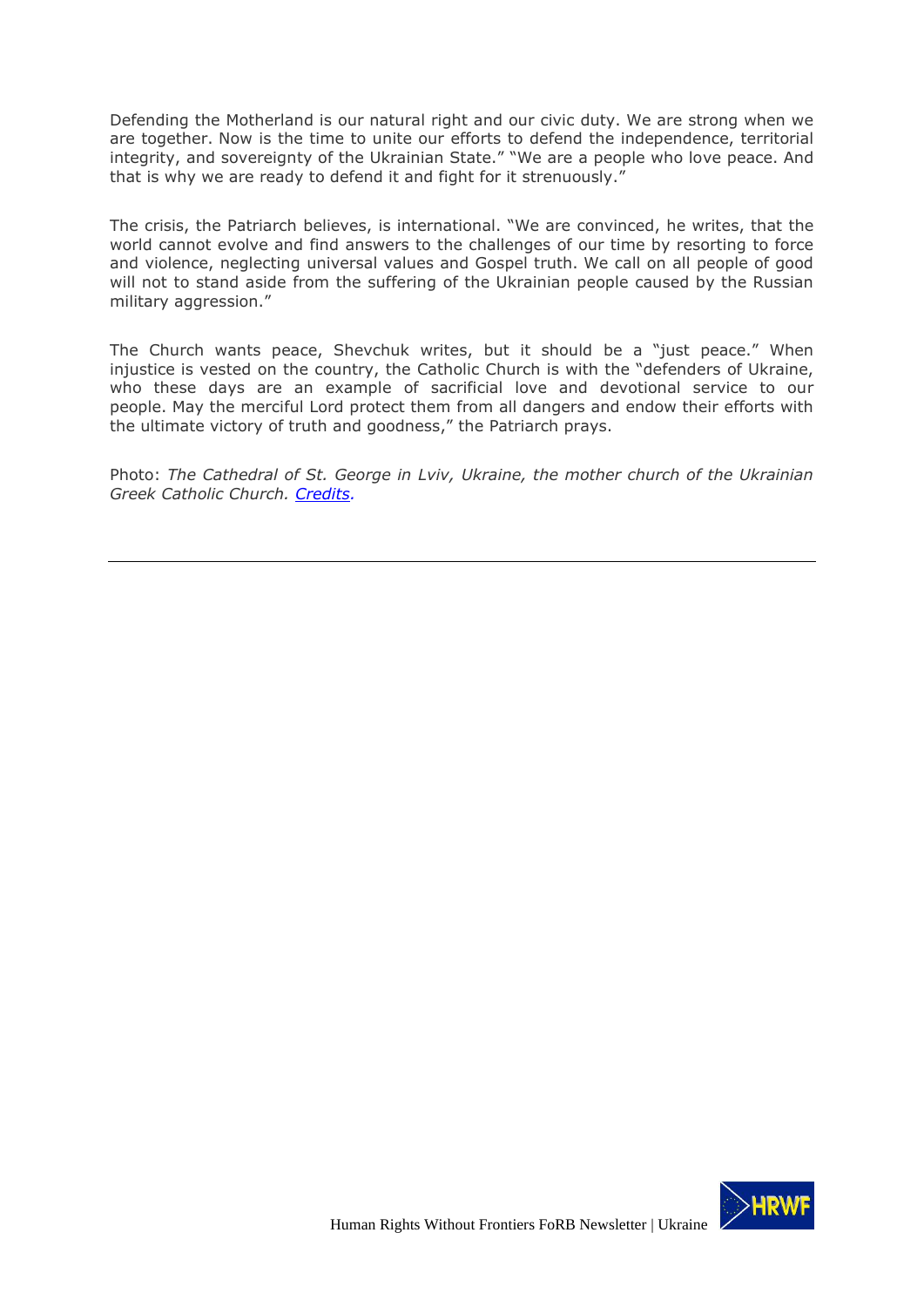Defending the Motherland is our natural right and our civic duty. We are strong when we are together. Now is the time to unite our efforts to defend the independence, territorial integrity, and sovereignty of the Ukrainian State." "We are a people who love peace. And that is why we are ready to defend it and fight for it strenuously."

The crisis, the Patriarch believes, is international. "We are convinced, he writes, that the world cannot evolve and find answers to the challenges of our time by resorting to force and violence, neglecting universal values and Gospel truth. We call on all people of good will not to stand aside from the suffering of the Ukrainian people caused by the Russian military aggression."

The Church wants peace, Shevchuk writes, but it should be a "just peace." When injustice is vested on the country, the Catholic Church is with the "defenders of Ukraine, who these days are an example of sacrificial love and devotional service to our people. May the merciful Lord protect them from all dangers and endow their efforts with the ultimate victory of truth and goodness," the Patriarch prays.

Photo: *The Cathedral of St. George in Lviv, Ukraine, the mother church of the Ukrainian Greek Catholic Church. Credits.*

---